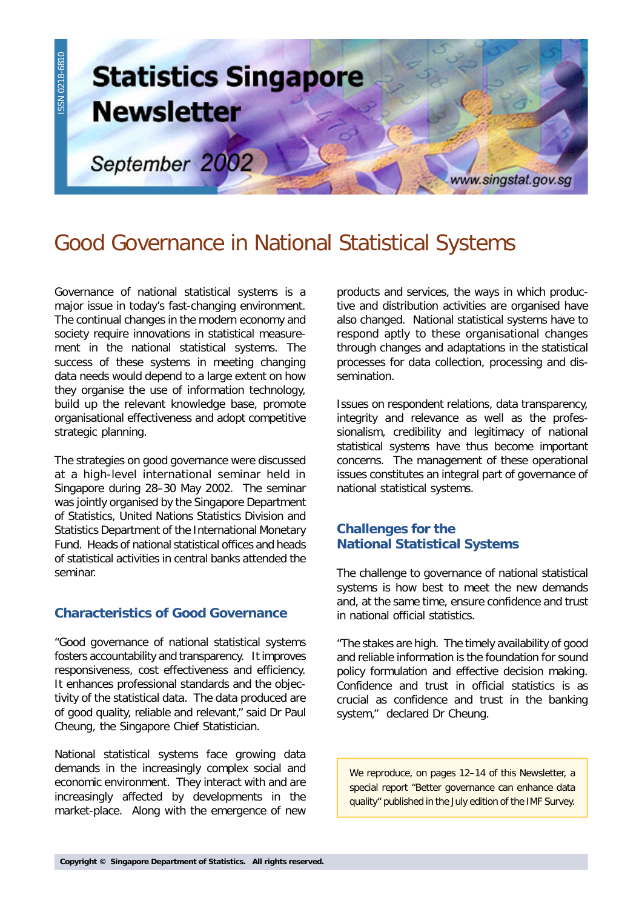ISSN 0218-6810

# Statistics Singapore Newsletter

September 2002

www.singstat.gov.sg

# Good Governance in National Statistical Systems

Governance of national statistical systems is a major issue in today's fast-changing environment. The continual changes in the modern economy and society require innovations in statistical measurement in the national statistical systems. The success of these systems in meeting changing data needs would depend to a large extent on how they organise the use of information technology, build up the relevant knowledge base, promote organisational effectiveness and adopt competitive strategic planning.

The strategies on good governance were discussed at a high-level international seminar held in Singapore during 28–30 May 2002. The seminar was jointly organised by the Singapore Department of Statistics, United Nations Statistics Division and Statistics Department of the International Monetary Fund. Heads of national statistical offices and heads of statistical activities in central banks attended the seminar.

## Characteristics of Good Governance

"Good governance of national statistical systems fosters accountability and transparency. It improves responsiveness, cost effectiveness and efficiency. It enhances professional standards and the objectivity of the statistical data. The data produced are of good quality, reliable and relevant," said Dr Paul Cheung, the Singapore Chief Statistician.

National statistical systems face growing data demands in the increasingly complex social and economic environment. They interact with and are increasingly affected by developments in the market-place. Along with the emergence of new products and services, the ways in which productive and distribution activities are organised have also changed. National statistical systems have to respond aptly to these organisational changes through changes and adaptations in the statistical processes for data collection, processing and dissemination.

Issues on respondent relations, data transparency, integrity and relevance as well as the professionalism, credibility and legitimacy of national statistical systems have thus become important concerns. The management of these operational issues constitutes an integral part of governance of national statistical systems.

## Challenges for the National Statistical Systems

The challenge to governance of national statistical systems is how best to meet the new demands and, at the same time, ensure confidence and trust in national official statistics.

"The stakes are high. The timely availability of good and reliable information is the foundation for sound policy formulation and effective decision making. Confidence and trust in official statistics is as crucial as confidence and trust in the banking system," declared Dr Cheung.

We reproduce, on pages 12–14 of this Newsletter, a special report "Better governance can enhance data quality" published in the July edition of the IMF Survey.

Copyright © Singapore Department of Statistics. All rights reserved.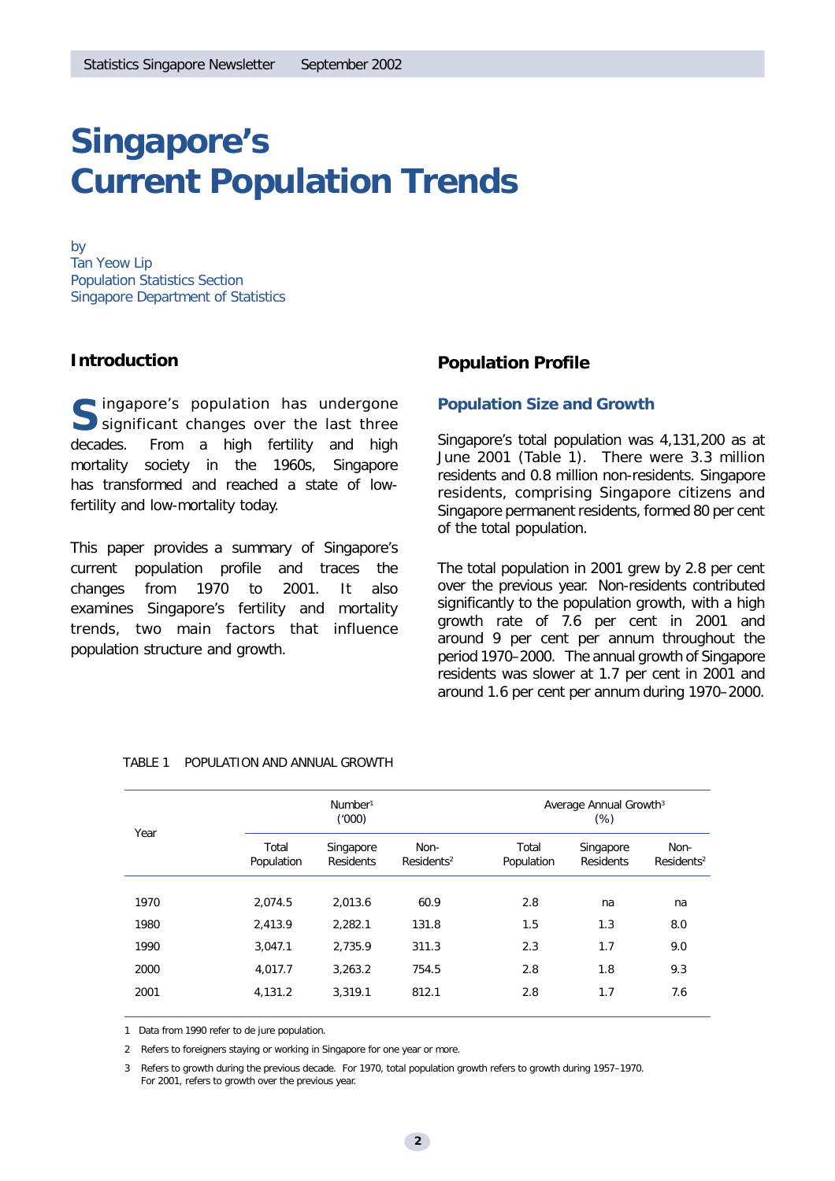# Singapore's Current Population Trends

by
Tan Yeow Lip
Population Statistics Section
Singapore Department of Statistics

## Introduction

Singapore's population has undergone significant changes over the last three decades. From a high fertility and high mortality society in the 1960s, Singapore has transformed and reached a state of low-fertility and low-mortality today.

This paper provides a summary of Singapore's current population profile and traces the changes from 1970 to 2001. It also examines Singapore's fertility and mortality trends, two main factors that influence population structure and growth.

## Population Profile

### Population Size and Growth

Singapore's total population was 4,131,200 as at June 2001 (Table 1). There were 3.3 million residents and 0.8 million non-residents. Singapore residents, comprising Singapore citizens and Singapore permanent residents, formed 80 per cent of the total population.

The total population in 2001 grew by 2.8 per cent over the previous year. Non-residents contributed significantly to the population growth, with a high growth rate of 7.6 per cent in 2001 and around 9 per cent per annum throughout the period 1970–2000. The annual growth of Singapore residents was slower at 1.7 per cent in 2001 and around 1.6 per cent per annum during 1970–2000.

TABLE 1 POPULATION AND ANNUAL GROWTH

| Year | Number[1] ('000) | | | Average Annual Growth[3] (%) | | |
|---|---|---|---|---|---|---|
| | Total Population | Singapore Residents | Non-Residents[2] | Total Population | Singapore Residents | Non-Residents[2] |
| 1970 | 2,074.5 | 2,013.6 | 60.9 | 2.8 | na | na |
| 1980 | 2,413.9 | 2,282.1 | 131.8 | 1.5 | 1.3 | 8.0 |
| 1990 | 3,047.1 | 2,735.9 | 311.3 | 2.3 | 1.7 | 9.0 |
| 2000 | 4,017.7 | 3,263.2 | 754.5 | 2.8 | 1.8 | 9.3 |
| 2001 | 4,131.2 | 3,319.1 | 812.1 | 2.8 | 1.7 | 7.6 |

1 Data from 1990 refer to de jure population.

2 Refers to foreigners staying or working in Singapore for one year or more.

3 Refers to growth during the previous decade. For 1970, total population growth refers to growth during 1957–1970. For 2001, refers to growth over the previous year.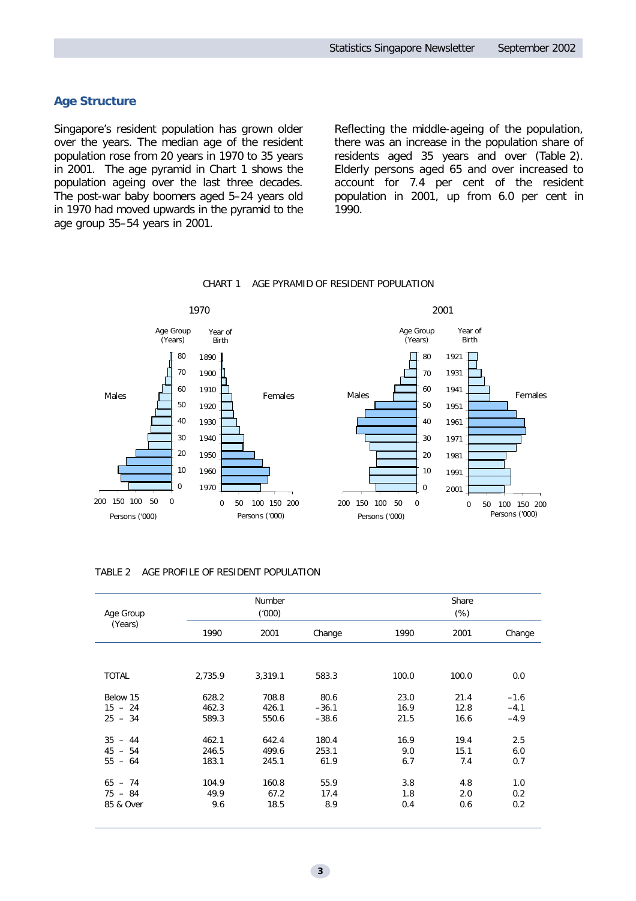## Age Structure

Singapore's resident population has grown older over the years. The median age of the resident population rose from 20 years in 1970 to 35 years in 2001. The age pyramid in Chart 1 shows the population ageing over the last three decades. The post-war baby boomers aged 5–24 years old in 1970 had moved upwards in the pyramid to the age group 35–54 years in 2001.

Reflecting the middle-ageing of the population, there was an increase in the population share of residents aged 35 years and over (Table 2). Elderly persons aged 65 and over increased to account for 7.4 per cent of the resident population in 2001, up from 6.0 per cent in 1990.

CHART 1 AGE PYRAMID OF RESIDENT POPULATION

1970 | 2001

TABLE 2 AGE PROFILE OF RESIDENT POPULATION

| Age Group (Years) | Number ('000) | | | Share (%) | | |
|---|---|---|---|---|---|---|
| | 1990 | 2001 | Change | 1990 | 2001 | Change |
| TOTAL | 2,735.9 | 3,319.1 | 583.3 | 100.0 | 100.0 | 0.0 |
| Below 15 | 628.2 | 708.8 | 80.6 | 23.0 | 21.4 | –1.6 |
| 15 – 24 | 462.3 | 426.1 | –36.1 | 16.9 | 12.8 | –4.1 |
| 25 – 34 | 589.3 | 550.6 | –38.6 | 21.5 | 16.6 | –4.9 |
| 35 – 44 | 462.1 | 642.4 | 180.4 | 16.9 | 19.4 | 2.5 |
| 45 – 54 | 246.5 | 499.6 | 253.1 | 9.0 | 15.1 | 6.0 |
| 55 – 64 | 183.1 | 245.1 | 61.9 | 6.7 | 7.4 | 0.7 |
| 65 – 74 | 104.9 | 160.8 | 55.9 | 3.8 | 4.8 | 1.0 |
| 75 – 84 | 49.9 | 67.2 | 17.4 | 1.8 | 2.0 | 0.2 |
| 85 & Over | 9.6 | 18.5 | 8.9 | 0.4 | 0.6 | 0.2 |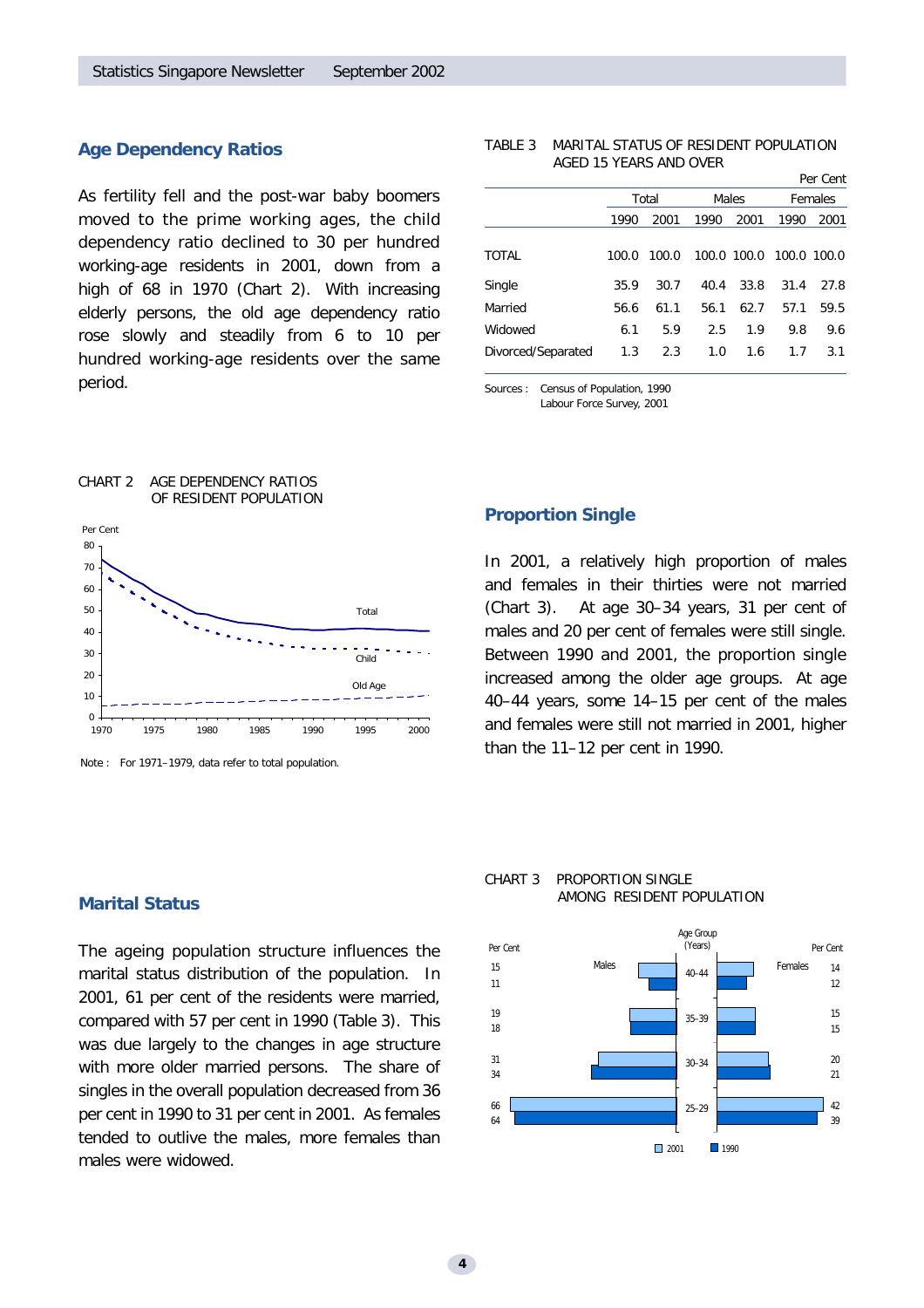## Age Dependency Ratios

As fertility fell and the post-war baby boomers moved to the prime working ages, the child dependency ratio declined to 30 per hundred working-age residents in 2001, down from a high of 68 in 1970 (Chart 2). With increasing elderly persons, the old age dependency ratio rose slowly and steadily from 6 to 10 per hundred working-age residents over the same period.

CHART 2 AGE DEPENDENCY RATIOS OF RESIDENT POPULATION

Note : For 1971–1979, data refer to total population.

TABLE 3 MARITAL STATUS OF RESIDENT POPULATION AGED 15 YEARS AND OVER

Per Cent

| | Total | | Males | | Females | |
|---|---|---|---|---|---|---|
| | 1990 | 2001 | 1990 | 2001 | 1990 | 2001 |
| TOTAL | 100.0 | 100.0 | 100.0 | 100.0 | 100.0 | 100.0 |
| Single | 35.9 | 30.7 | 40.4 | 33.8 | 31.4 | 27.8 |
| Married | 56.6 | 61.1 | 56.1 | 62.7 | 57.1 | 59.5 |
| Widowed | 6.1 | 5.9 | 2.5 | 1.9 | 9.8 | 9.6 |
| Divorced/Separated | 1.3 | 2.3 | 1.0 | 1.6 | 1.7 | 3.1 |

Sources : Census of Population, 1990
Labour Force Survey, 2001

## Proportion Single

In 2001, a relatively high proportion of males and females in their thirties were not married (Chart 3). At age 30–34 years, 31 per cent of males and 20 per cent of females were still single. Between 1990 and 2001, the proportion single increased among the older age groups. At age 40–44 years, some 14–15 per cent of the males and females were still not married in 2001, higher than the 11–12 per cent in 1990.

## Marital Status

The ageing population structure influences the marital status distribution of the population. In 2001, 61 per cent of the residents were married, compared with 57 per cent in 1990 (Table 3). This was due largely to the changes in age structure with more older married persons. The share of singles in the overall population decreased from 36 per cent in 1990 to 31 per cent in 2001. As females tended to outlive the males, more females than males were widowed.

CHART 3 PROPORTION SINGLE AMONG RESIDENT POPULATION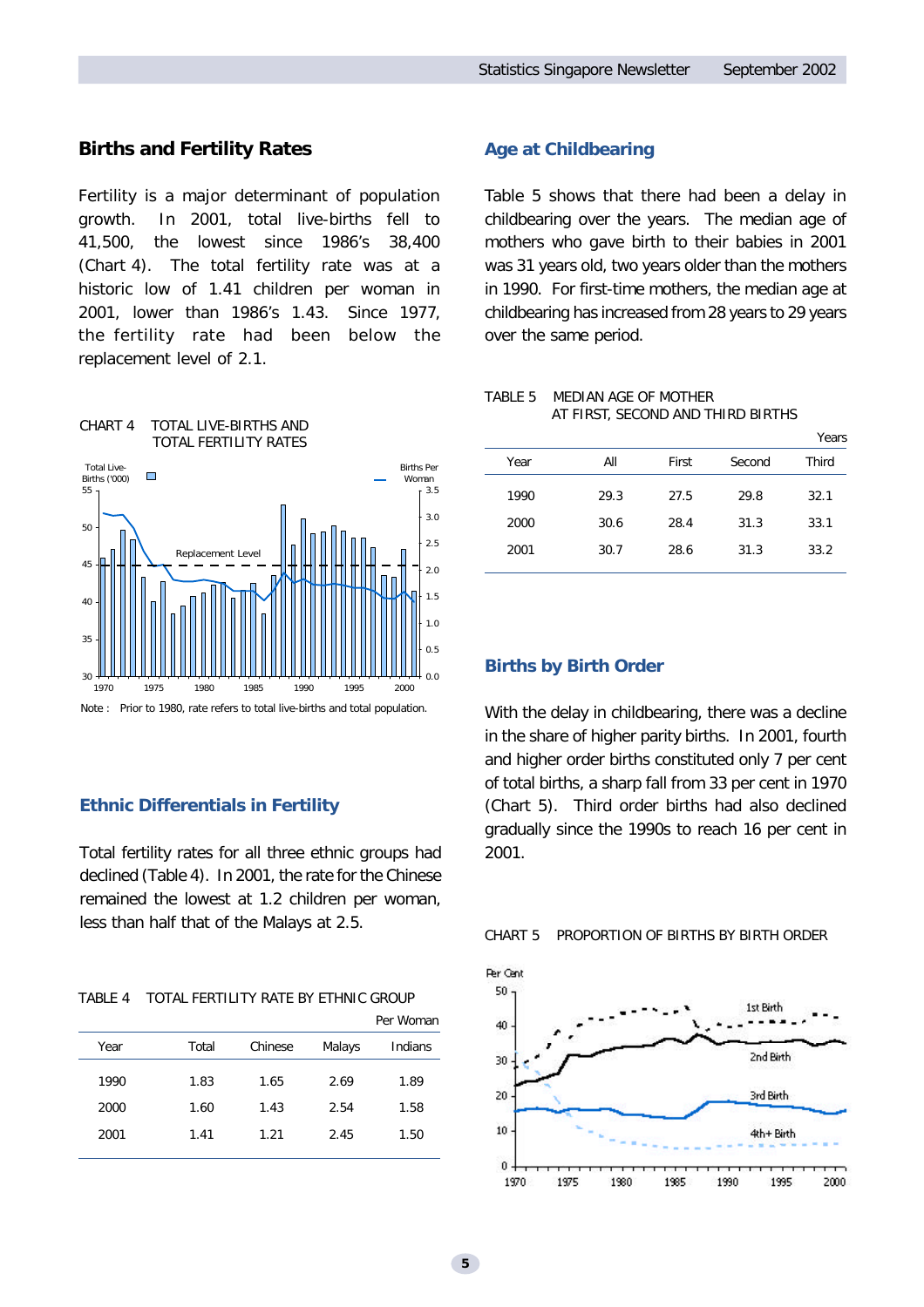## Births and Fertility Rates

Fertility is a major determinant of population growth. In 2001, total live-births fell to 41,500, the lowest since 1986's 38,400 (Chart 4). The total fertility rate was at a historic low of 1.41 children per woman in 2001, lower than 1986's 1.43. Since 1977, the fertility rate had been below the replacement level of 2.1.

CHART 4 TOTAL LIVE-BIRTHS AND TOTAL FERTILITY RATES

Note : Prior to 1980, rate refers to total live-births and total population.

## Ethnic Differentials in Fertility

Total fertility rates for all three ethnic groups had declined (Table 4). In 2001, the rate for the Chinese remained the lowest at 1.2 children per woman, less than half that of the Malays at 2.5.

TABLE 4 TOTAL FERTILITY RATE BY ETHNIC GROUP

Per Woman

| Year | Total | Chinese | Malays | Indians |
|---|---|---|---|---|
| 1990 | 1.83 | 1.65 | 2.69 | 1.89 |
| 2000 | 1.60 | 1.43 | 2.54 | 1.58 |
| 2001 | 1.41 | 1.21 | 2.45 | 1.50 |

## Age at Childbearing

Table 5 shows that there had been a delay in childbearing over the years. The median age of mothers who gave birth to their babies in 2001 was 31 years old, two years older than the mothers in 1990. For first-time mothers, the median age at childbearing has increased from 28 years to 29 years over the same period.

TABLE 5 MEDIAN AGE OF MOTHER AT FIRST, SECOND AND THIRD BIRTHS

Years

| Year | All | First | Second | Third |
|---|---|---|---|---|
| 1990 | 29.3 | 27.5 | 29.8 | 32.1 |
| 2000 | 30.6 | 28.4 | 31.3 | 33.1 |
| 2001 | 30.7 | 28.6 | 31.3 | 33.2 |

## Births by Birth Order

With the delay in childbearing, there was a decline in the share of higher parity births. In 2001, fourth and higher order births constituted only 7 per cent of total births, a sharp fall from 33 per cent in 1970 (Chart 5). Third order births had also declined gradually since the 1990s to reach 16 per cent in 2001.

CHART 5 PROPORTION OF BIRTHS BY BIRTH ORDER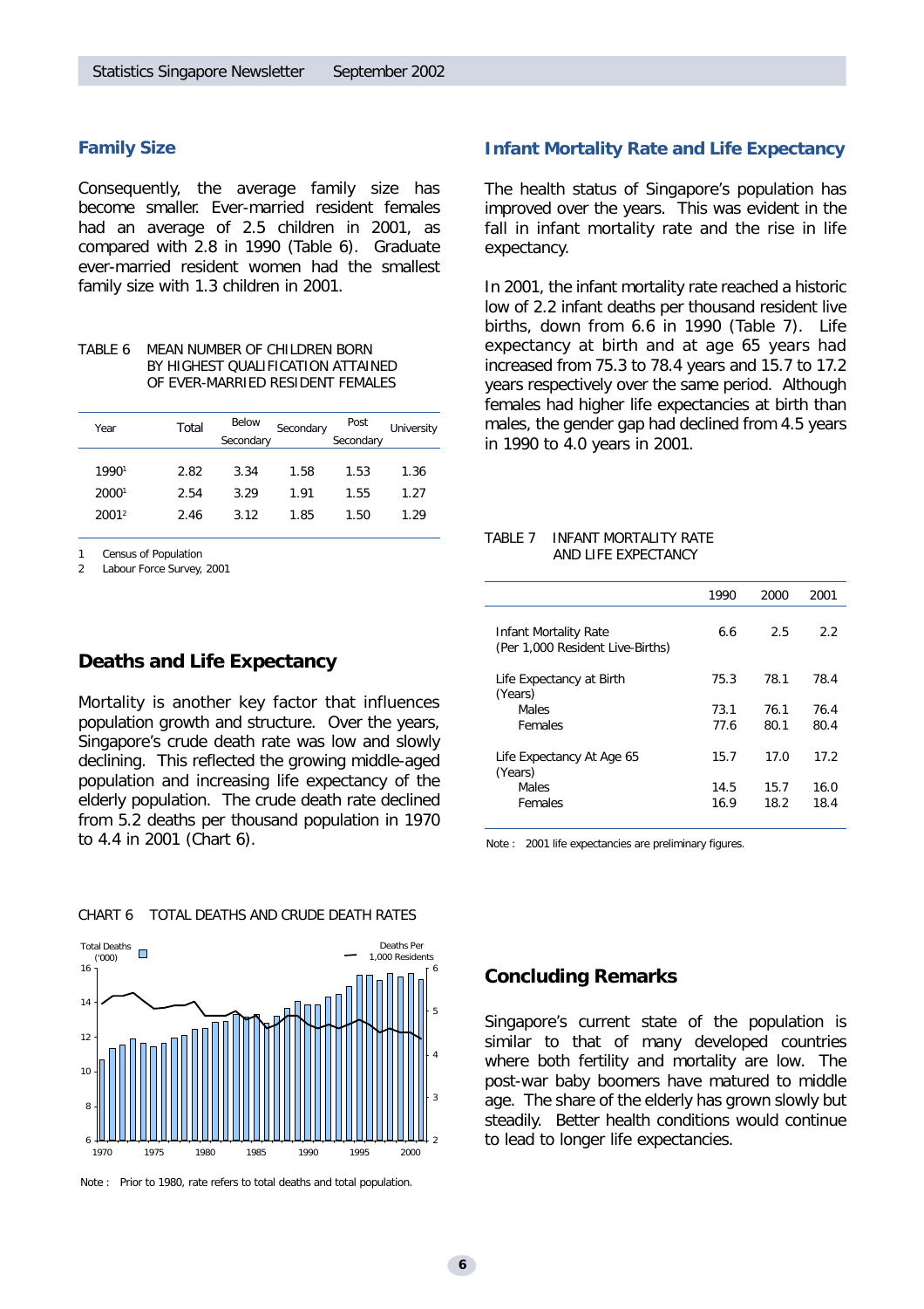## Family Size

Consequently, the average family size has become smaller. Ever-married resident females had an average of 2.5 children in 2001, as compared with 2.8 in 1990 (Table 6). Graduate ever-married resident women had the smallest family size with 1.3 children in 2001.

TABLE 6 MEAN NUMBER OF CHILDREN BORN BY HIGHEST QUALIFICATION ATTAINED OF EVER-MARRIED RESIDENT FEMALES

| Year | Total | Below Secondary | Secondary | Post Secondary | University |
|---|---|---|---|---|---|
| 1990[1] | 2.82 | 3.34 | 1.58 | 1.53 | 1.36 |
| 2000[1] | 2.54 | 3.29 | 1.91 | 1.55 | 1.27 |
| 2001[2] | 2.46 | 3.12 | 1.85 | 1.50 | 1.29 |

1 Census of Population
2 Labour Force Survey, 2001

## Deaths and Life Expectancy

Mortality is another key factor that influences population growth and structure. Over the years, Singapore's crude death rate was low and slowly declining. This reflected the growing middle-aged population and increasing life expectancy of the elderly population. The crude death rate declined from 5.2 deaths per thousand population in 1970 to 4.4 in 2001 (Chart 6).

CHART 6 TOTAL DEATHS AND CRUDE DEATH RATES

Note : Prior to 1980, rate refers to total deaths and total population.

## Infant Mortality Rate and Life Expectancy

The health status of Singapore's population has improved over the years. This was evident in the fall in infant mortality rate and the rise in life expectancy.

In 2001, the infant mortality rate reached a historic low of 2.2 infant deaths per thousand resident live births, down from 6.6 in 1990 (Table 7). Life expectancy at birth and at age 65 years had increased from 75.3 to 78.4 years and 15.7 to 17.2 years respectively over the same period. Although females had higher life expectancies at birth than males, the gender gap had declined from 4.5 years in 1990 to 4.0 years in 2001.

TABLE 7 INFANT MORTALITY RATE AND LIFE EXPECTANCY

| | 1990 | 2000 | 2001 |
|---|---|---|---|
| Infant Mortality Rate (Per 1,000 Resident Live-Births) | 6.6 | 2.5 | 2.2 |
| Life Expectancy at Birth (Years) | 75.3 | 78.1 | 78.4 |
| Males | 73.1 | 76.1 | 76.4 |
| Females | 77.6 | 80.1 | 80.4 |
| Life Expectancy At Age 65 (Years) | 15.7 | 17.0 | 17.2 |
| Males | 14.5 | 15.7 | 16.0 |
| Females | 16.9 | 18.2 | 18.4 |

Note : 2001 life expectancies are preliminary figures.

## Concluding Remarks

Singapore's current state of the population is similar to that of many developed countries where both fertility and mortality are low. The post-war baby boomers have matured to middle age. The share of the elderly has grown slowly but steadily. Better health conditions would continue to lead to longer life expectancies.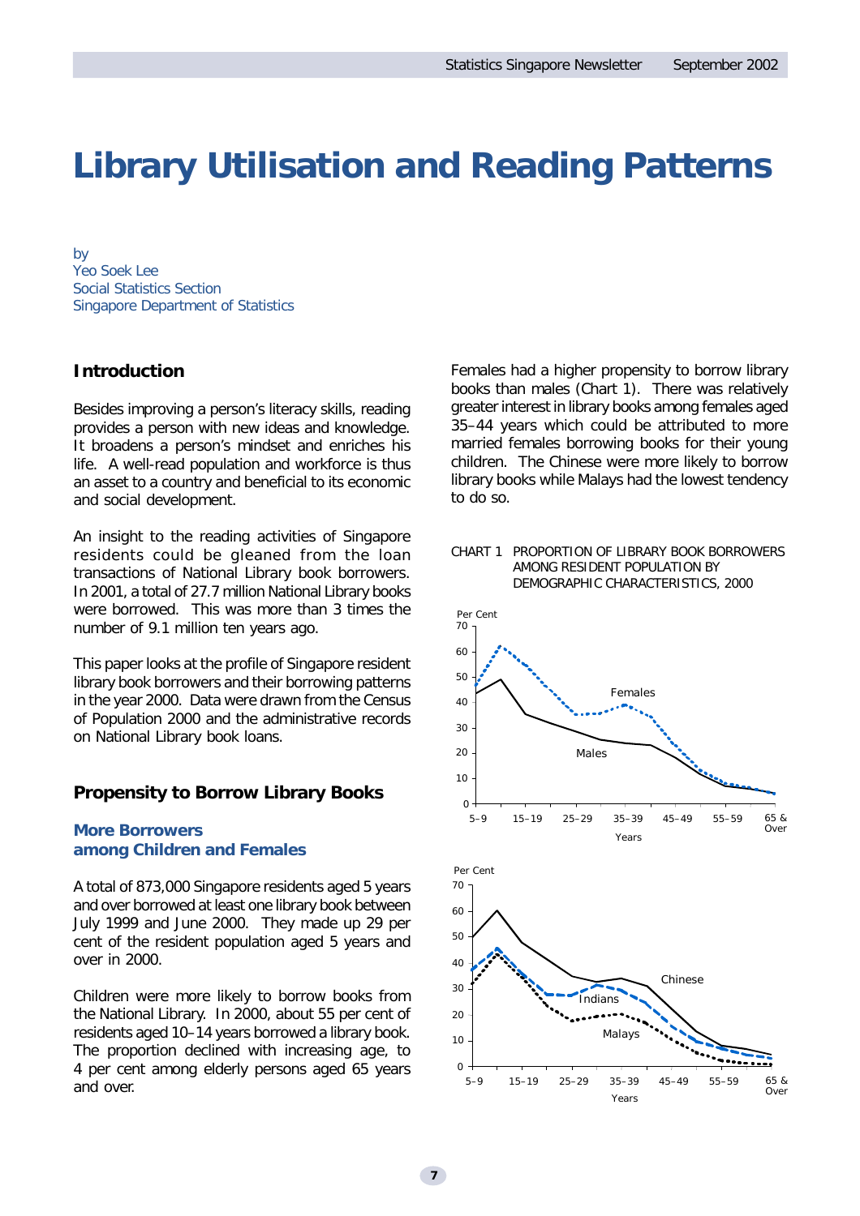# Library Utilisation and Reading Patterns

by
Yeo Soek Lee
Social Statistics Section
Singapore Department of Statistics

## Introduction

Besides improving a person's literacy skills, reading provides a person with new ideas and knowledge. It broadens a person's mindset and enriches his life. A well-read population and workforce is thus an asset to a country and beneficial to its economic and social development.

An insight to the reading activities of Singapore residents could be gleaned from the loan transactions of National Library book borrowers. In 2001, a total of 27.7 million National Library books were borrowed. This was more than 3 times the number of 9.1 million ten years ago.

This paper looks at the profile of Singapore resident library book borrowers and their borrowing patterns in the year 2000. Data were drawn from the Census of Population 2000 and the administrative records on National Library book loans.

## Propensity to Borrow Library Books

### More Borrowers among Children and Females

A total of 873,000 Singapore residents aged 5 years and over borrowed at least one library book between July 1999 and June 2000. They made up 29 per cent of the resident population aged 5 years and over in 2000.

Children were more likely to borrow books from the National Library. In 2000, about 55 per cent of residents aged 10–14 years borrowed a library book. The proportion declined with increasing age, to 4 per cent among elderly persons aged 65 years and over.

Females had a higher propensity to borrow library books than males (Chart 1). There was relatively greater interest in library books among females aged 35–44 years which could be attributed to more married females borrowing books for their young children. The Chinese were more likely to borrow library books while Malays had the lowest tendency to do so.

CHART 1 PROPORTION OF LIBRARY BOOK BORROWERS AMONG RESIDENT POPULATION BY DEMOGRAPHIC CHARACTERISTICS, 2000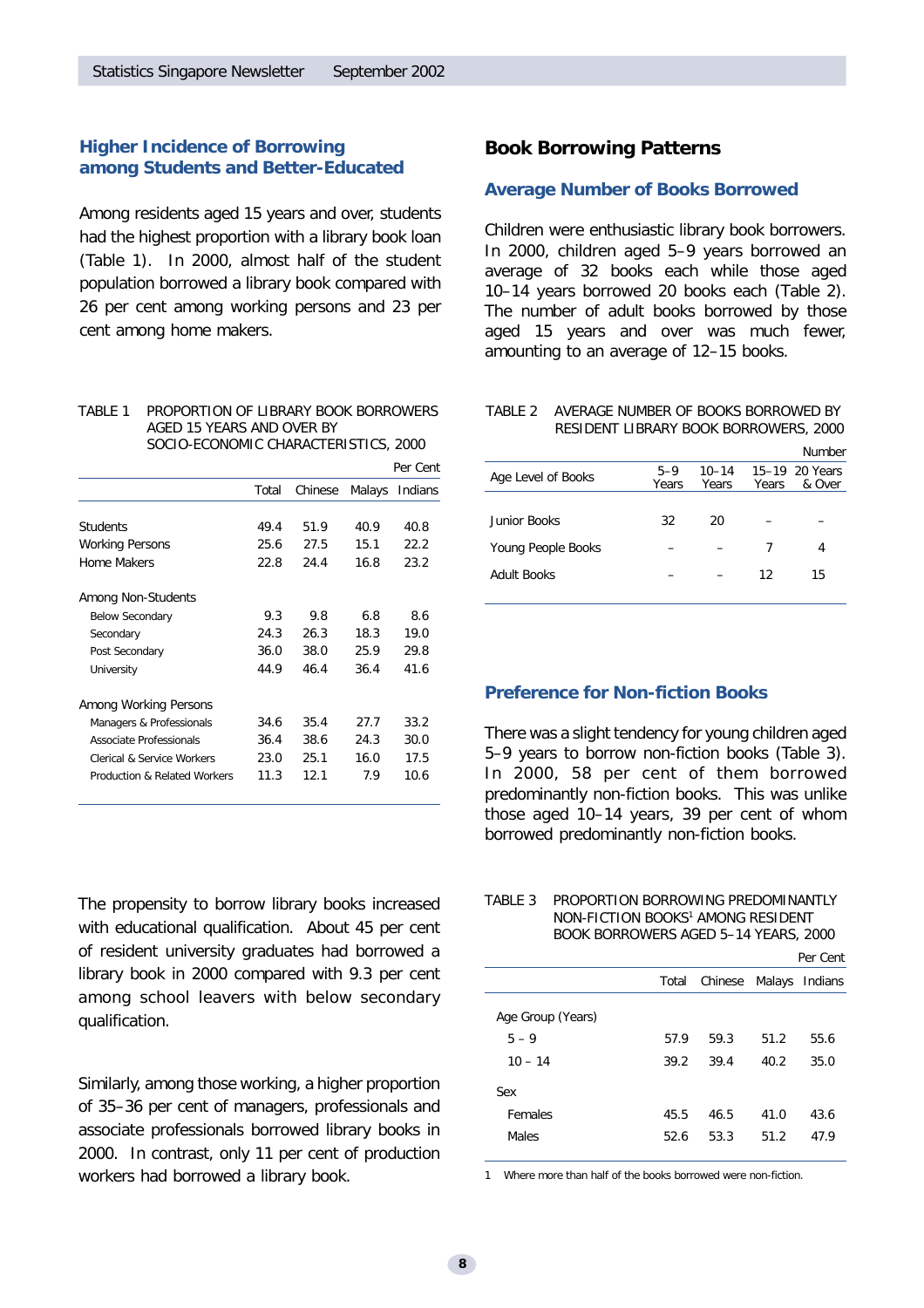## Higher Incidence of Borrowing among Students and Better-Educated

Among residents aged 15 years and over, students had the highest proportion with a library book loan (Table 1). In 2000, almost half of the student population borrowed a library book compared with 26 per cent among working persons and 23 per cent among home makers.

TABLE 1 PROPORTION OF LIBRARY BOOK BORROWERS AGED 15 YEARS AND OVER BY SOCIO-ECONOMIC CHARACTERISTICS, 2000

Per Cent

| | Total | Chinese | Malays | Indians |
|---|---|---|---|---|
| Students | 49.4 | 51.9 | 40.9 | 40.8 |
| Working Persons | 25.6 | 27.5 | 15.1 | 22.2 |
| Home Makers | 22.8 | 24.4 | 16.8 | 23.2 |
| **Among Non-Students** | | | | |
| Below Secondary | 9.3 | 9.8 | 6.8 | 8.6 |
| Secondary | 24.3 | 26.3 | 18.3 | 19.0 |
| Post Secondary | 36.0 | 38.0 | 25.9 | 29.8 |
| University | 44.9 | 46.4 | 36.4 | 41.6 |
| **Among Working Persons** | | | | |
| Managers & Professionals | 34.6 | 35.4 | 27.7 | 33.2 |
| Associate Professionals | 36.4 | 38.6 | 24.3 | 30.0 |
| Clerical & Service Workers | 23.0 | 25.1 | 16.0 | 17.5 |
| Production & Related Workers | 11.3 | 12.1 | 7.9 | 10.6 |

The propensity to borrow library books increased with educational qualification. About 45 per cent of resident university graduates had borrowed a library book in 2000 compared with 9.3 per cent among school leavers with below secondary qualification.

Similarly, among those working, a higher proportion of 35–36 per cent of managers, professionals and associate professionals borrowed library books in 2000. In contrast, only 11 per cent of production workers had borrowed a library book.

## Book Borrowing Patterns

### Average Number of Books Borrowed

Children were enthusiastic library book borrowers. In 2000, children aged 5–9 years borrowed an average of 32 books each while those aged 10–14 years borrowed 20 books each (Table 2). The number of adult books borrowed by those aged 15 years and over was much fewer, amounting to an average of 12–15 books.

TABLE 2 AVERAGE NUMBER OF BOOKS BORROWED BY RESIDENT LIBRARY BOOK BORROWERS, 2000

Number

| Age Level of Books | 5–9 Years | 10–14 Years | 15–19 Years | 20 Years & Over |
|---|---|---|---|---|
| Junior Books | 32 | 20 | – | – |
| Young People Books | – | – | 7 | 4 |
| Adult Books | – | – | 12 | 15 |

### Preference for Non-fiction Books

There was a slight tendency for young children aged 5–9 years to borrow non-fiction books (Table 3). In 2000, 58 per cent of them borrowed predominantly non-fiction books. This was unlike those aged 10–14 years, 39 per cent of whom borrowed predominantly non-fiction books.

TABLE 3 PROPORTION BORROWING PREDOMINANTLY NON-FICTION BOOKS[1] AMONG RESIDENT BOOK BORROWERS AGED 5–14 YEARS, 2000

Per Cent

| | Total | Chinese | Malays | Indians |
|---|---|---|---|---|
| **Age Group (Years)** | | | | |
| 5 – 9 | 57.9 | 59.3 | 51.2 | 55.6 |
| 10 – 14 | 39.2 | 39.4 | 40.2 | 35.0 |
| **Sex** | | | | |
| Females | 45.5 | 46.5 | 41.0 | 43.6 |
| Males | 52.6 | 53.3 | 51.2 | 47.9 |

1 Where more than half of the books borrowed were non-fiction.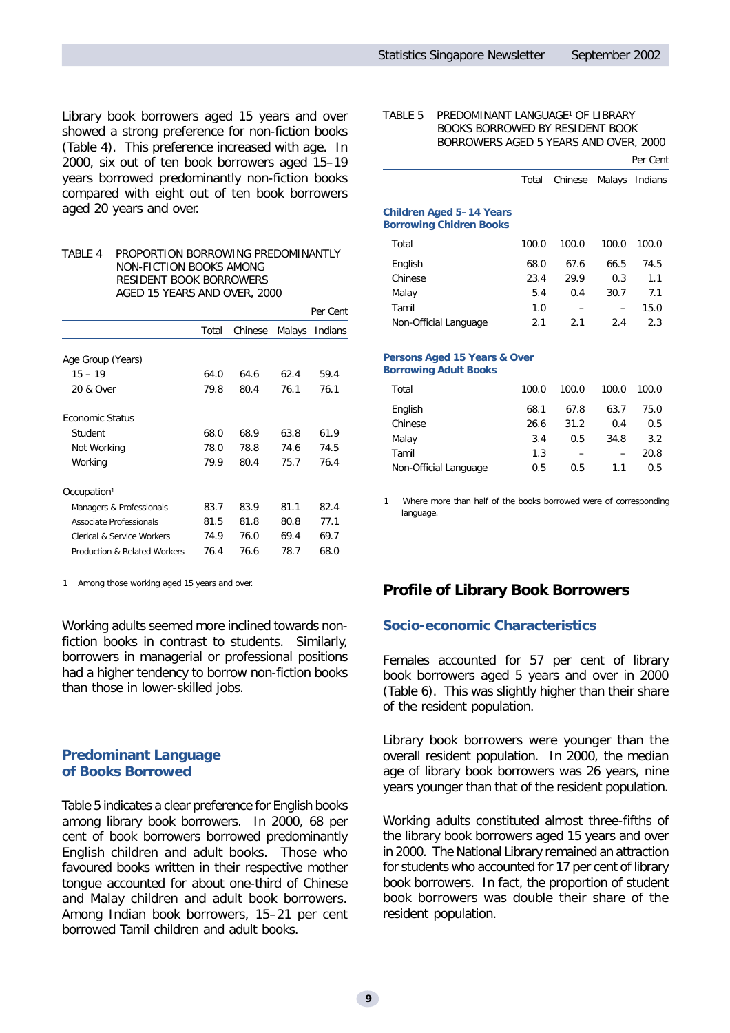Library book borrowers aged 15 years and over showed a strong preference for non-fiction books (Table 4). This preference increased with age. In 2000, six out of ten book borrowers aged 15–19 years borrowed predominantly non-fiction books compared with eight out of ten book borrowers aged 20 years and over.

TABLE 4 PROPORTION BORROWING PREDOMINANTLY NON-FICTION BOOKS AMONG RESIDENT BOOK BORROWERS AGED 15 YEARS AND OVER, 2000

Per Cent

| | Total | Chinese | Malays | Indians |
|---|---|---|---|---|
| **Age Group (Years)** | | | | |
| 15 – 19 | 64.0 | 64.6 | 62.4 | 59.4 |
| 20 & Over | 79.8 | 80.4 | 76.1 | 76.1 |
| **Economic Status** | | | | |
| Student | 68.0 | 68.9 | 63.8 | 61.9 |
| Not Working | 78.0 | 78.8 | 74.6 | 74.5 |
| Working | 79.9 | 80.4 | 75.7 | 76.4 |
| **Occupation[1]** | | | | |
| Managers & Professionals | 83.7 | 83.9 | 81.1 | 82.4 |
| Associate Professionals | 81.5 | 81.8 | 80.8 | 77.1 |
| Clerical & Service Workers | 74.9 | 76.0 | 69.4 | 69.7 |
| Production & Related Workers | 76.4 | 76.6 | 78.7 | 68.0 |

1 Among those working aged 15 years and over.

Working adults seemed more inclined towards non-fiction books in contrast to students. Similarly, borrowers in managerial or professional positions had a higher tendency to borrow non-fiction books than those in lower-skilled jobs.

## Predominant Language of Books Borrowed

Table 5 indicates a clear preference for English books among library book borrowers. In 2000, 68 per cent of book borrowers borrowed predominantly English children and adult books. Those who favoured books written in their respective mother tongue accounted for about one-third of Chinese and Malay children and adult book borrowers. Among Indian book borrowers, 15–21 per cent borrowed Tamil children and adult books.

TABLE 5 PREDOMINANT LANGUAGE[1] OF LIBRARY BOOKS BORROWED BY RESIDENT BOOK BORROWERS AGED 5 YEARS AND OVER, 2000

Per Cent

| | Total | Chinese | Malays | Indians |
|---|---|---|---|---|
| **Children Aged 5–14 Years Borrowing Chidren Books** | | | | |
| Total | 100.0 | 100.0 | 100.0 | 100.0 |
| English | 68.0 | 67.6 | 66.5 | 74.5 |
| Chinese | 23.4 | 29.9 | 0.3 | 1.1 |
| Malay | 5.4 | 0.4 | 30.7 | 7.1 |
| Tamil | 1.0 | – | – | 15.0 |
| Non-Official Language | 2.1 | 2.1 | 2.4 | 2.3 |
| **Persons Aged 15 Years & Over Borrowing Adult Books** | | | | |
| Total | 100.0 | 100.0 | 100.0 | 100.0 |
| English | 68.1 | 67.8 | 63.7 | 75.0 |
| Chinese | 26.6 | 31.2 | 0.4 | 0.5 |
| Malay | 3.4 | 0.5 | 34.8 | 3.2 |
| Tamil | 1.3 | – | – | 20.8 |
| Non-Official Language | 0.5 | 0.5 | 1.1 | 0.5 |

1 Where more than half of the books borrowed were of corresponding language.

## Profile of Library Book Borrowers

### Socio-economic Characteristics

Females accounted for 57 per cent of library book borrowers aged 5 years and over in 2000 (Table 6). This was slightly higher than their share of the resident population.

Library book borrowers were younger than the overall resident population. In 2000, the median age of library book borrowers was 26 years, nine years younger than that of the resident population.

Working adults constituted almost three-fifths of the library book borrowers aged 15 years and over in 2000. The National Library remained an attraction for students who accounted for 17 per cent of library book borrowers. In fact, the proportion of student book borrowers was double their share of the resident population.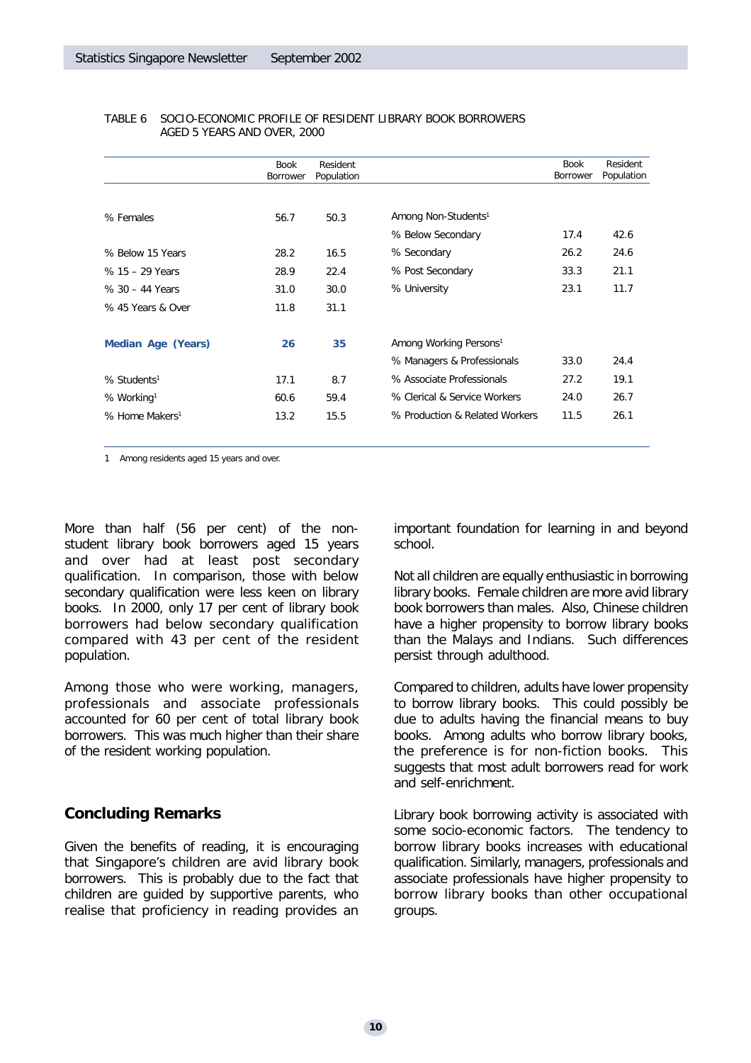TABLE 6 SOCIO-ECONOMIC PROFILE OF RESIDENT LIBRARY BOOK BORROWERS AGED 5 YEARS AND OVER, 2000

| | Book Borrower | Resident Population | | Book Borrower | Resident Population |
|---|---|---|---|---|---|
| % Females | 56.7 | 50.3 | Among Non-Students[1] | | |
| | | | % Below Secondary | 17.4 | 42.6 |
| % Below 15 Years | 28.2 | 16.5 | % Secondary | 26.2 | 24.6 |
| % 15 – 29 Years | 28.9 | 22.4 | % Post Secondary | 33.3 | 21.1 |
| % 30 – 44 Years | 31.0 | 30.0 | % University | 23.1 | 11.7 |
| % 45 Years & Over | 11.8 | 31.1 | | | |
| **Median Age (Years)** | **26** | **35** | Among Working Persons[1] | | |
| | | | % Managers & Professionals | 33.0 | 24.4 |
| % Students[1] | 17.1 | 8.7 | % Associate Professionals | 27.2 | 19.1 |
| % Working[1] | 60.6 | 59.4 | % Clerical & Service Workers | 24.0 | 26.7 |
| % Home Makers[1] | 13.2 | 15.5 | % Production & Related Workers | 11.5 | 26.1 |

1 Among residents aged 15 years and over.

More than half (56 per cent) of the non-student library book borrowers aged 15 years and over had at least post secondary qualification. In comparison, those with below secondary qualification were less keen on library books. In 2000, only 17 per cent of library book borrowers had below secondary qualification compared with 43 per cent of the resident population.

Among those who were working, managers, professionals and associate professionals accounted for 60 per cent of total library book borrowers. This was much higher than their share of the resident working population.

## Concluding Remarks

Given the benefits of reading, it is encouraging that Singapore's children are avid library book borrowers. This is probably due to the fact that children are guided by supportive parents, who realise that proficiency in reading provides an important foundation for learning in and beyond school.

Not all children are equally enthusiastic in borrowing library books. Female children are more avid library book borrowers than males. Also, Chinese children have a higher propensity to borrow library books than the Malays and Indians. Such differences persist through adulthood.

Compared to children, adults have lower propensity to borrow library books. This could possibly be due to adults having the financial means to buy books. Among adults who borrow library books, the preference is for non-fiction books. This suggests that most adult borrowers read for work and self-enrichment.

Library book borrowing activity is associated with some socio-economic factors. The tendency to borrow library books increases with educational qualification. Similarly, managers, professionals and associate professionals have higher propensity to borrow library books than other occupational groups.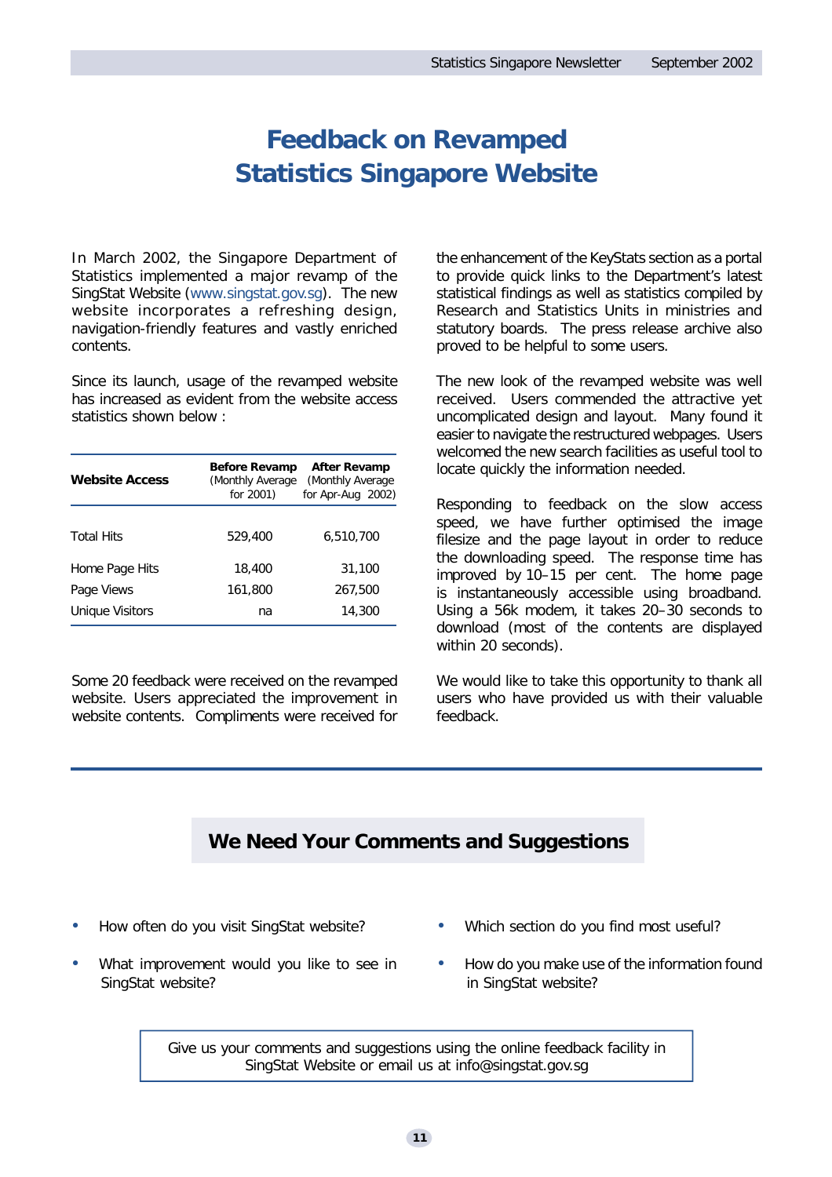# Feedback on Revamped Statistics Singapore Website

In March 2002, the Singapore Department of Statistics implemented a major revamp of the SingStat Website (www.singstat.gov.sg). The new website incorporates a refreshing design, navigation-friendly features and vastly enriched contents.

Since its launch, usage of the revamped website has increased as evident from the website access statistics shown below :

| **Website Access** | **Before Revamp** (Monthly Average for 2001) | **After Revamp** (Monthly Average for Apr-Aug 2002) |
|---|---|---|
| Total Hits | 529,400 | 6,510,700 |
| Home Page Hits | 18,400 | 31,100 |
| Page Views | 161,800 | 267,500 |
| Unique Visitors | na | 14,300 |

Some 20 feedback were received on the revamped website. Users appreciated the improvement in website contents. Compliments were received for the enhancement of the KeyStats section as a portal to provide quick links to the Department's latest statistical findings as well as statistics compiled by Research and Statistics Units in ministries and statutory boards. The press release archive also proved to be helpful to some users.

The new look of the revamped website was well received. Users commended the attractive yet uncomplicated design and layout. Many found it easier to navigate the restructured webpages. Users welcomed the new search facilities as useful tool to locate quickly the information needed.

Responding to feedback on the slow access speed, we have further optimised the image filesize and the page layout in order to reduce the downloading speed. The response time has improved by 10–15 per cent. The home page is instantaneously accessible using broadband. Using a 56k modem, it takes 20–30 seconds to download (most of the contents are displayed within 20 seconds).

We would like to take this opportunity to thank all users who have provided us with their valuable feedback.

## We Need Your Comments and Suggestions

- How often do you visit SingStat website?
- What improvement would you like to see in SingStat website?
- Which section do you find most useful?
- How do you make use of the information found in SingStat website?

Give us your comments and suggestions using the online feedback facility in SingStat Website or email us at info@singstat.gov.sg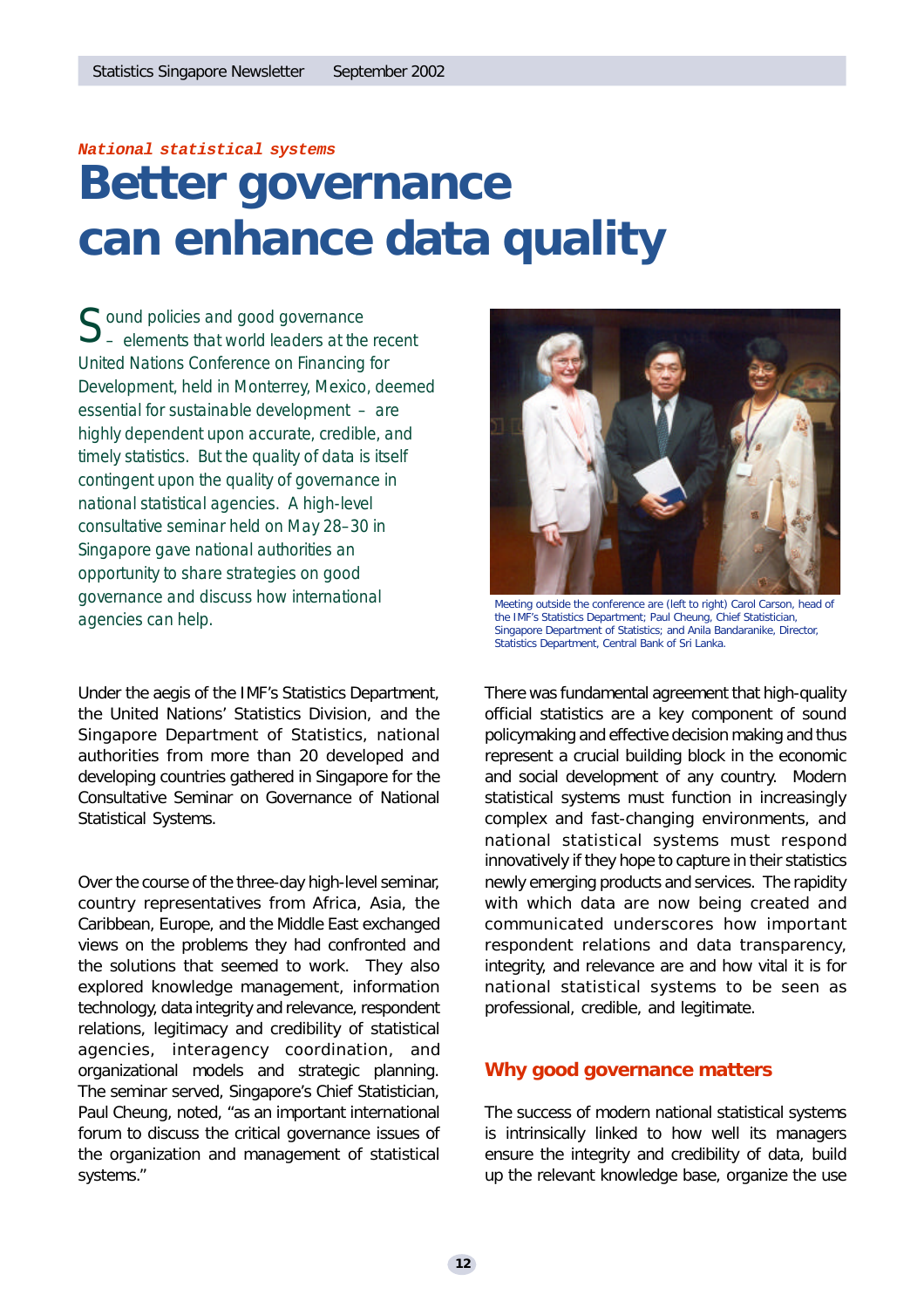*National statistical systems*

# Better governance can enhance data quality

Sound policies and good governance – elements that world leaders at the recent United Nations Conference on Financing for Development, held in Monterrey, Mexico, deemed essential for sustainable development – are highly dependent upon accurate, credible, and timely statistics. But the quality of data is itself contingent upon the quality of governance in national statistical agencies. A high-level consultative seminar held on May 28–30 in Singapore gave national authorities an opportunity to share strategies on good governance and discuss how international agencies can help.

Meeting outside the conference are (left to right) Carol Carson, head of the IMF's Statistics Department; Paul Cheung, Chief Statistician, Singapore Department of Statistics; and Anila Bandaranike, Director, Statistics Department, Central Bank of Sri Lanka.

Under the aegis of the IMF's Statistics Department, the United Nations' Statistics Division, and the Singapore Department of Statistics, national authorities from more than 20 developed and developing countries gathered in Singapore for the Consultative Seminar on Governance of National Statistical Systems.

Over the course of the three-day high-level seminar, country representatives from Africa, Asia, the Caribbean, Europe, and the Middle East exchanged views on the problems they had confronted and the solutions that seemed to work. They also explored knowledge management, information technology, data integrity and relevance, respondent relations, legitimacy and credibility of statistical agencies, interagency coordination, and organizational models and strategic planning. The seminar served, Singapore's Chief Statistician, Paul Cheung, noted, "as an important international forum to discuss the critical governance issues of the organization and management of statistical systems."

There was fundamental agreement that high-quality official statistics are a key component of sound policymaking and effective decision making and thus represent a crucial building block in the economic and social development of any country. Modern statistical systems must function in increasingly complex and fast-changing environments, and national statistical systems must respond innovatively if they hope to capture in their statistics newly emerging products and services. The rapidity with which data are now being created and communicated underscores how important respondent relations and data transparency, integrity, and relevance are and how vital it is for national statistical systems to be seen as professional, credible, and legitimate.

## Why good governance matters

The success of modern national statistical systems is intrinsically linked to how well its managers ensure the integrity and credibility of data, build up the relevant knowledge base, organize the use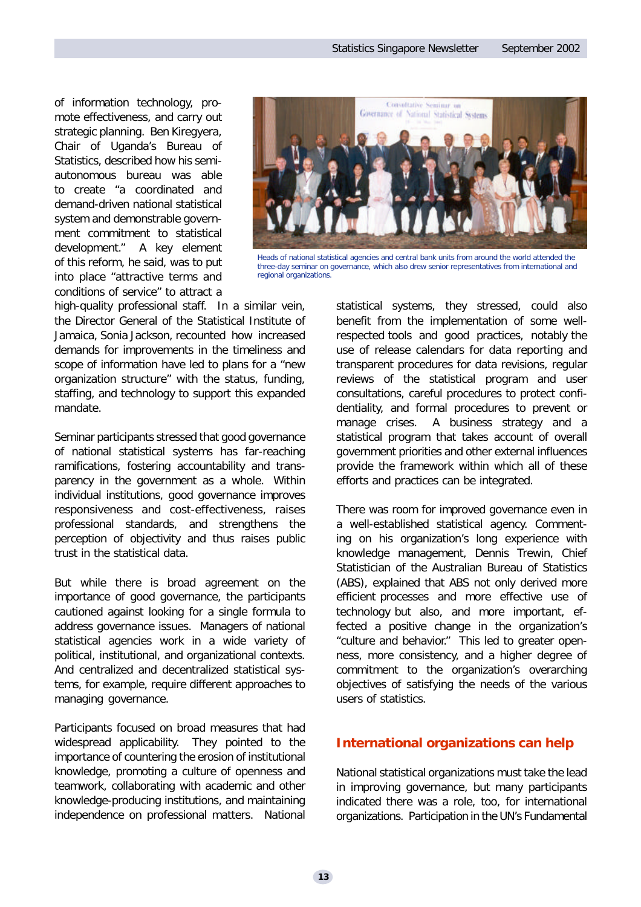of information technology, promote effectiveness, and carry out strategic planning. Ben Kiregyera, Chair of Uganda's Bureau of Statistics, described how his semi-autonomous bureau was able to create "a coordinated and demand-driven national statistical system and demonstrable government commitment to statistical development." A key element of this reform, he said, was to put into place "attractive terms and conditions of service" to attract a high-quality professional staff. In a similar vein, the Director General of the Statistical Institute of Jamaica, Sonia Jackson, recounted how increased demands for improvements in the timeliness and scope of information have led to plans for a "new organization structure" with the status, funding, staffing, and technology to support this expanded mandate.

Heads of national statistical agencies and central bank units from around the world attended the three-day seminar on governance, which also drew senior representatives from international and regional organizations.

Seminar participants stressed that good governance of national statistical systems has far-reaching ramifications, fostering accountability and transparency in the government as a whole. Within individual institutions, good governance improves responsiveness and cost-effectiveness, raises professional standards, and strengthens the perception of objectivity and thus raises public trust in the statistical data.

But while there is broad agreement on the importance of good governance, the participants cautioned against looking for a single formula to address governance issues. Managers of national statistical agencies work in a wide variety of political, institutional, and organizational contexts. And centralized and decentralized statistical systems, for example, require different approaches to managing governance.

Participants focused on broad measures that had widespread applicability. They pointed to the importance of countering the erosion of institutional knowledge, promoting a culture of openness and teamwork, collaborating with academic and other knowledge-producing institutions, and maintaining independence on professional matters. National statistical systems, they stressed, could also benefit from the implementation of some well-respected tools and good practices, notably the use of release calendars for data reporting and transparent procedures for data revisions, regular reviews of the statistical program and user consultations, careful procedures to protect confidentiality, and formal procedures to prevent or manage crises. A business strategy and a statistical program that takes account of overall government priorities and other external influences provide the framework within which all of these efforts and practices can be integrated.

There was room for improved governance even in a well-established statistical agency. Commenting on his organization's long experience with knowledge management, Dennis Trewin, Chief Statistician of the Australian Bureau of Statistics (ABS), explained that ABS not only derived more efficient processes and more effective use of technology but also, and more important, effected a positive change in the organization's "culture and behavior." This led to greater openness, more consistency, and a higher degree of commitment to the organization's overarching objectives of satisfying the needs of the various users of statistics.

## International organizations can help

National statistical organizations must take the lead in improving governance, but many participants indicated there was a role, too, for international organizations. Participation in the UN's Fundamental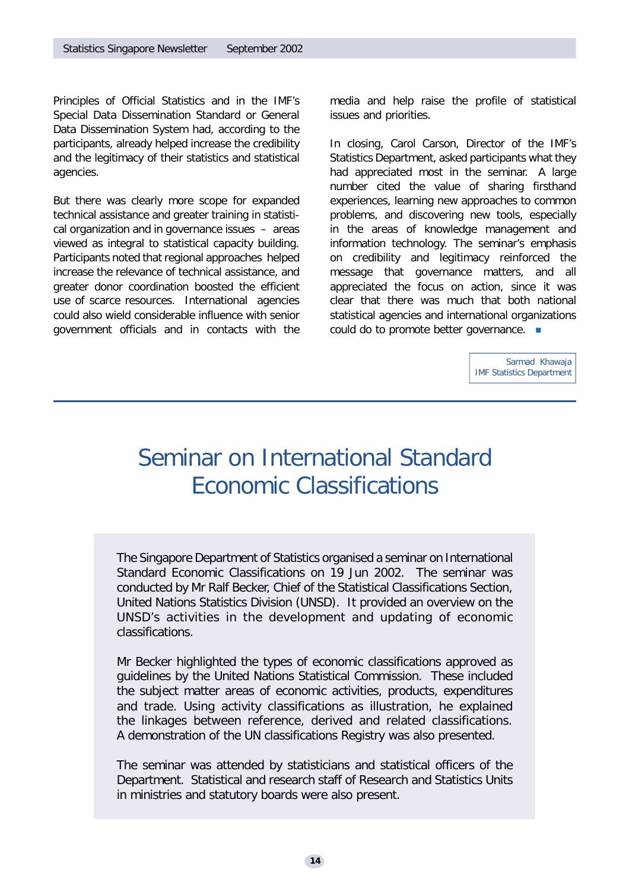Principles of Official Statistics and in the IMF's Special Data Dissemination Standard or General Data Dissemination System had, according to the participants, already helped increase the credibility and the legitimacy of their statistics and statistical agencies.

But there was clearly more scope for expanded technical assistance and greater training in statistical organization and in governance issues – areas viewed as integral to statistical capacity building. Participants noted that regional approaches helped increase the relevance of technical assistance, and greater donor coordination boosted the efficient use of scarce resources. International agencies could also wield considerable influence with senior government officials and in contacts with the media and help raise the profile of statistical issues and priorities.

In closing, Carol Carson, Director of the IMF's Statistics Department, asked participants what they had appreciated most in the seminar. A large number cited the value of sharing firsthand experiences, learning new approaches to common problems, and discovering new tools, especially in the areas of knowledge management and information technology. The seminar's emphasis on credibility and legitimacy reinforced the message that governance matters, and all appreciated the focus on action, since it was clear that there was much that both national statistical agencies and international organizations could do to promote better governance. ■

Sarmad Khawaja
IMF Statistics Department

# Seminar on International Standard Economic Classifications

The Singapore Department of Statistics organised a seminar on International Standard Economic Classifications on 19 Jun 2002. The seminar was conducted by Mr Ralf Becker, Chief of the Statistical Classifications Section, United Nations Statistics Division (UNSD). It provided an overview on the UNSD's activities in the development and updating of economic classifications.

Mr Becker highlighted the types of economic classifications approved as guidelines by the United Nations Statistical Commission. These included the subject matter areas of economic activities, products, expenditures and trade. Using activity classifications as illustration, he explained the linkages between reference, derived and related classifications. A demonstration of the UN classifications Registry was also presented.

The seminar was attended by statisticians and statistical officers of the Department. Statistical and research staff of Research and Statistics Units in ministries and statutory boards were also present.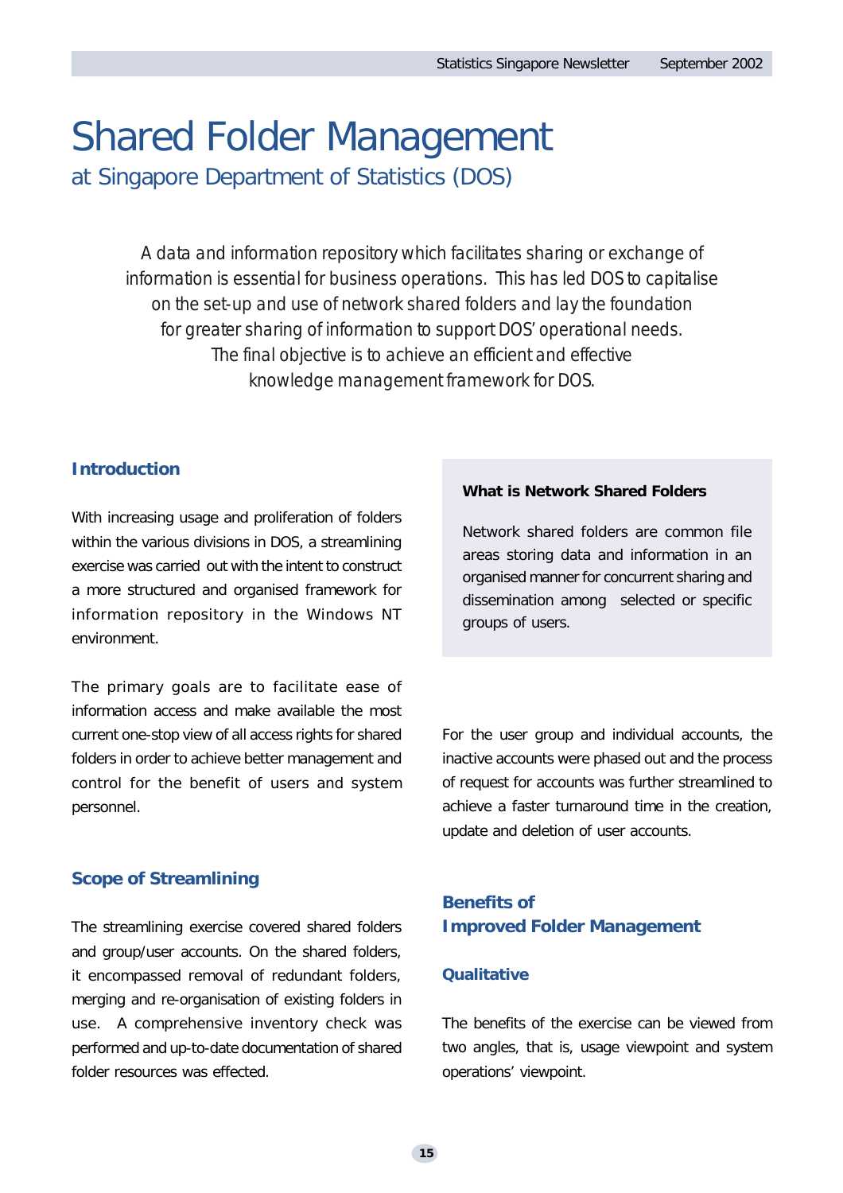# Shared Folder Management

## at Singapore Department of Statistics (DOS)

*A data and information repository which facilitates sharing or exchange of information is essential for business operations. This has led DOS to capitalise on the set-up and use of network shared folders and lay the foundation for greater sharing of information to support DOS' operational needs. The final objective is to achieve an efficient and effective knowledge management framework for DOS.*

### Introduction

With increasing usage and proliferation of folders within the various divisions in DOS, a streamlining exercise was carried out with the intent to construct a more structured and organised framework for information repository in the Windows NT environment.

The primary goals are to facilitate ease of information access and make available the most current one-stop view of all access rights for shared folders in order to achieve better management and control for the benefit of users and system personnel.

**What is Network Shared Folders**

Network shared folders are common file areas storing data and information in an organised manner for concurrent sharing and dissemination among selected or specific groups of users.

### Scope of Streamlining

The streamlining exercise covered shared folders and group/user accounts. On the shared folders, it encompassed removal of redundant folders, merging and re-organisation of existing folders in use. A comprehensive inventory check was performed and up-to-date documentation of shared folder resources was effected.

For the user group and individual accounts, the inactive accounts were phased out and the process of request for accounts was further streamlined to achieve a faster turnaround time in the creation, update and deletion of user accounts.

### Benefits of Improved Folder Management

#### Qualitative

The benefits of the exercise can be viewed from two angles, that is, usage viewpoint and system operations' viewpoint.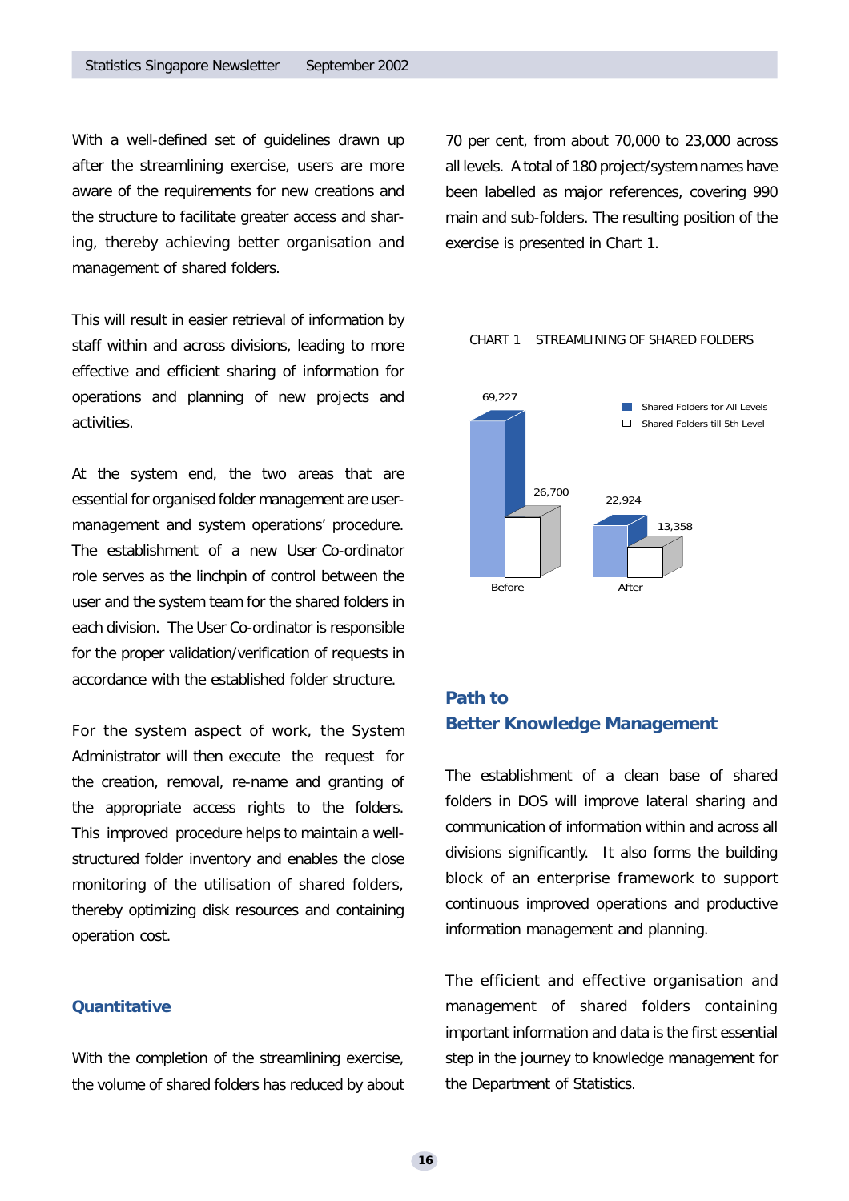With a well-defined set of guidelines drawn up after the streamlining exercise, users are more aware of the requirements for new creations and the structure to facilitate greater access and sharing, thereby achieving better organisation and management of shared folders.

This will result in easier retrieval of information by staff within and across divisions, leading to more effective and efficient sharing of information for operations and planning of new projects and activities.

At the system end, the two areas that are essential for organised folder management are user-management and system operations' procedure. The establishment of a new User Co-ordinator role serves as the linchpin of control between the user and the system team for the shared folders in each division. The User Co-ordinator is responsible for the proper validation/verification of requests in accordance with the established folder structure.

For the system aspect of work, the System Administrator will then execute the request for the creation, removal, re-name and granting of the appropriate access rights to the folders. This improved procedure helps to maintain a well-structured folder inventory and enables the close monitoring of the utilisation of shared folders, thereby optimizing disk resources and containing operation cost.

### Quantitative

With the completion of the streamlining exercise, the volume of shared folders has reduced by about 70 per cent, from about 70,000 to 23,000 across all levels. A total of 180 project/system names have been labelled as major references, covering 990 main and sub-folders. The resulting position of the exercise is presented in Chart 1.

CHART 1 STREAMLINING OF SHARED FOLDERS

| | Shared Folders for All Levels | Shared Folders till 5th Level |
|---|---|---|
| Before | 69,227 | 26,700 |
| After | 22,924 | 13,358 |

### Path to Better Knowledge Management

The establishment of a clean base of shared folders in DOS will improve lateral sharing and communication of information within and across all divisions significantly. It also forms the building block of an enterprise framework to support continuous improved operations and productive information management and planning.

The efficient and effective organisation and management of shared folders containing important information and data is the first essential step in the journey to knowledge management for the Department of Statistics.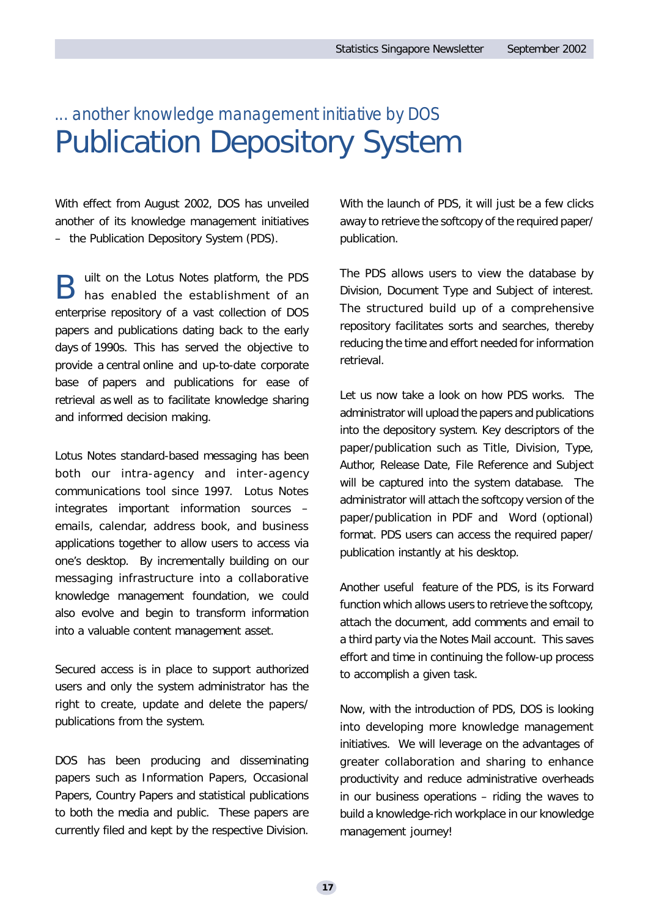*... another knowledge management initiative by DOS*

# Publication Depository System

With effect from August 2002, DOS has unveiled another of its knowledge management initiatives – the Publication Depository System (PDS).

Built on the Lotus Notes platform, the PDS has enabled the establishment of an enterprise repository of a vast collection of DOS papers and publications dating back to the early days of 1990s. This has served the objective to provide a central online and up-to-date corporate base of papers and publications for ease of retrieval as well as to facilitate knowledge sharing and informed decision making.

Lotus Notes standard-based messaging has been both our intra-agency and inter-agency communications tool since 1997. Lotus Notes integrates important information sources – emails, calendar, address book, and business applications together to allow users to access via one's desktop. By incrementally building on our messaging infrastructure into a collaborative knowledge management foundation, we could also evolve and begin to transform information into a valuable content management asset.

Secured access is in place to support authorized users and only the system administrator has the right to create, update and delete the papers/ publications from the system.

DOS has been producing and disseminating papers such as Information Papers, Occasional Papers, Country Papers and statistical publications to both the media and public. These papers are currently filed and kept by the respective Division. With the launch of PDS, it will just be a few clicks away to retrieve the softcopy of the required paper/ publication.

The PDS allows users to view the database by Division, Document Type and Subject of interest. The structured build up of a comprehensive repository facilitates sorts and searches, thereby reducing the time and effort needed for information retrieval.

Let us now take a look on how PDS works. The administrator will upload the papers and publications into the depository system. Key descriptors of the paper/publication such as Title, Division, Type, Author, Release Date, File Reference and Subject will be captured into the system database. The administrator will attach the softcopy version of the paper/publication in PDF and Word (optional) format. PDS users can access the required paper/ publication instantly at his desktop.

Another useful feature of the PDS, is its Forward function which allows users to retrieve the softcopy, attach the document, add comments and email to a third party via the Notes Mail account. This saves effort and time in continuing the follow-up process to accomplish a given task.

Now, with the introduction of PDS, DOS is looking into developing more knowledge management initiatives. We will leverage on the advantages of greater collaboration and sharing to enhance productivity and reduce administrative overheads in our business operations – riding the waves to build a knowledge-rich workplace in our knowledge management journey!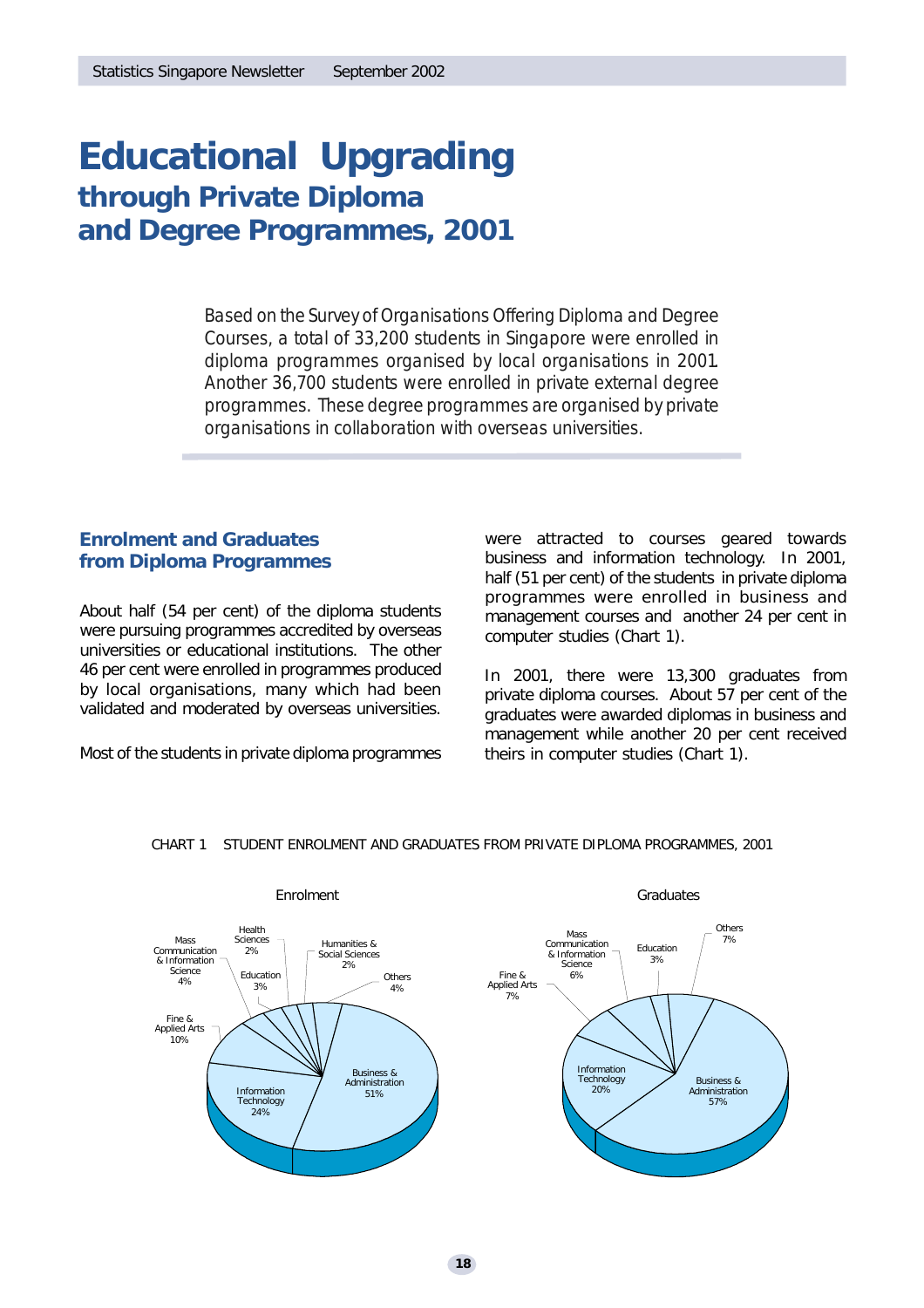# Educational Upgrading
## through Private Diploma and Degree Programmes, 2001

*Based on the Survey of Organisations Offering Diploma and Degree Courses, a total of 33,200 students in Singapore were enrolled in diploma programmes organised by local organisations in 2001. Another 36,700 students were enrolled in private external degree programmes. These degree programmes are organised by private organisations in collaboration with overseas universities.*

### Enrolment and Graduates from Diploma Programmes

About half (54 per cent) of the diploma students were pursuing programmes accredited by overseas universities or educational institutions. The other 46 per cent were enrolled in programmes produced by local organisations, many which had been validated and moderated by overseas universities.

Most of the students in private diploma programmes were attracted to courses geared towards business and information technology. In 2001, half (51 per cent) of the students in private diploma programmes were enrolled in business and management courses and another 24 per cent in computer studies (Chart 1).

In 2001, there were 13,300 graduates from private diploma courses. About 57 per cent of the graduates were awarded diplomas in business and management while another 20 per cent received theirs in computer studies (Chart 1).

CHART 1 STUDENT ENROLMENT AND GRADUATES FROM PRIVATE DIPLOMA PROGRAMMES, 2001

Enrolment

- Business & Administration 51%
- Information Technology 24%
- Fine & Applied Arts 10%
- Mass Communication & Information Science 4%
- Health Sciences 2%
- Education 3%
- Humanities & Social Sciences 2%
- Others 4%

Graduates

- Business & Administration 57%
- Information Technology 20%
- Fine & Applied Arts 7%
- Mass Communication & Information Science 6%
- Education 3%
- Others 7%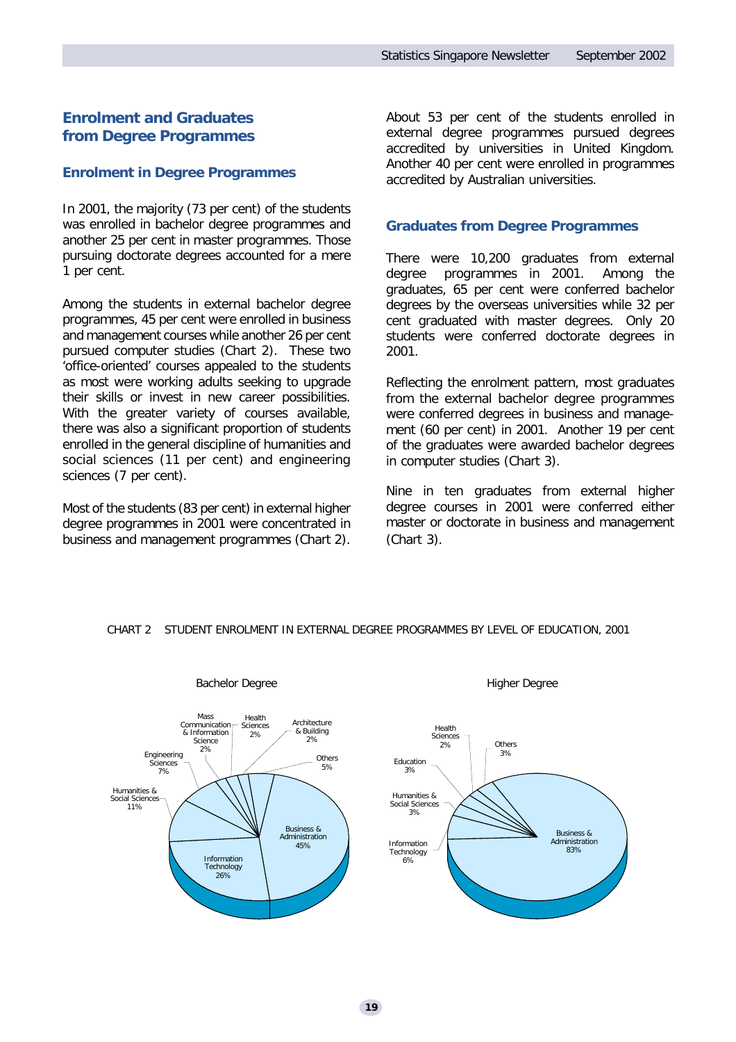## Enrolment and Graduates from Degree Programmes

### Enrolment in Degree Programmes

In 2001, the majority (73 per cent) of the students was enrolled in bachelor degree programmes and another 25 per cent in master programmes. Those pursuing doctorate degrees accounted for a mere 1 per cent.

Among the students in external bachelor degree programmes, 45 per cent were enrolled in business and management courses while another 26 per cent pursued computer studies (Chart 2). These two 'office-oriented' courses appealed to the students as most were working adults seeking to upgrade their skills or invest in new career possibilities. With the greater variety of courses available, there was also a significant proportion of students enrolled in the general discipline of humanities and social sciences (11 per cent) and engineering sciences (7 per cent).

Most of the students (83 per cent) in external higher degree programmes in 2001 were concentrated in business and management programmes (Chart 2).

About 53 per cent of the students enrolled in external degree programmes pursued degrees accredited by universities in United Kingdom. Another 40 per cent were enrolled in programmes accredited by Australian universities.

### Graduates from Degree Programmes

There were 10,200 graduates from external degree programmes in 2001. Among the graduates, 65 per cent were conferred bachelor degrees by the overseas universities while 32 per cent graduated with master degrees. Only 20 students were conferred doctorate degrees in 2001.

Reflecting the enrolment pattern, most graduates from the external bachelor degree programmes were conferred degrees in business and management (60 per cent) in 2001. Another 19 per cent of the graduates were awarded bachelor degrees in computer studies (Chart 3).

Nine in ten graduates from external higher degree courses in 2001 were conferred either master or doctorate in business and management (Chart 3).

CHART 2 STUDENT ENROLMENT IN EXTERNAL DEGREE PROGRAMMES BY LEVEL OF EDUCATION, 2001

**Bachelor Degree**

| Field | Per cent |
|---|---|
| Business & Administration | 45% |
| Information Technology | 26% |
| Humanities & Social Sciences | 11% |
| Engineering Sciences | 7% |
| Mass Communication & Information Science | 2% |
| Health Sciences | 2% |
| Architecture & Building | 2% |
| Others | 5% |

**Higher Degree**

| Field | Per cent |
|---|---|
| Business & Administration | 83% |
| Information Technology | 6% |
| Humanities & Social Sciences | 3% |
| Education | 3% |
| Health Sciences | 2% |
| Others | 3% |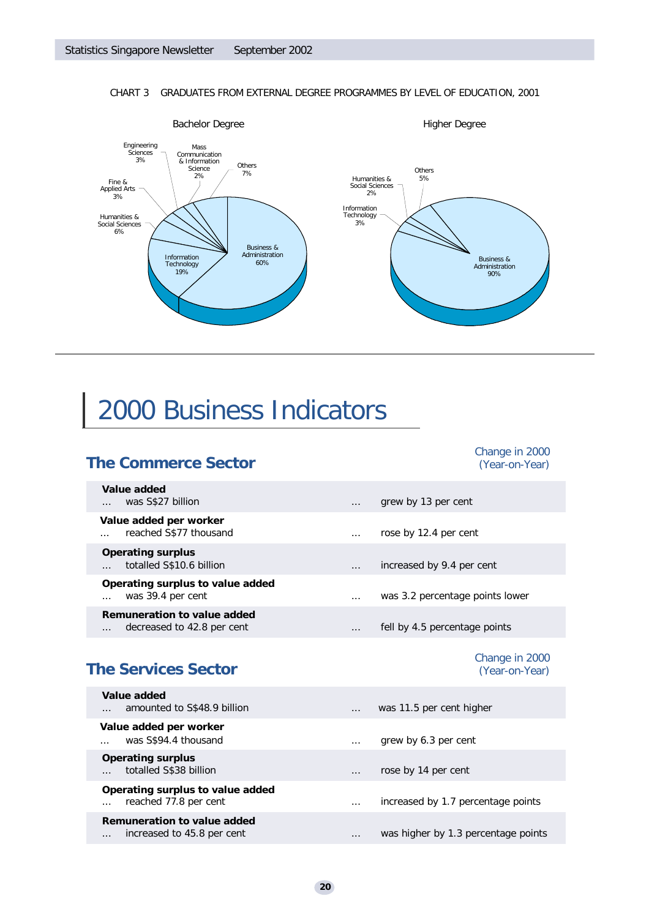CHART 3 GRADUATES FROM EXTERNAL DEGREE PROGRAMMES BY LEVEL OF EDUCATION, 2001

Bachelor Degree

- Business & Administration 60%
- Information Technology 19%
- Humanities & Social Sciences 6%
- Fine & Applied Arts 3%
- Engineering Sciences 3%
- Mass Communication & Information Science 2%
- Others 7%

Higher Degree

- Business & Administration 90%
- Information Technology 3%
- Humanities & Social Sciences 2%
- Others 5%

# 2000 Business Indicators

## The Commerce Sector

| | | Change in 2000 (Year-on-Year) |
|---|---|---|
| **Value added** ... was S$27 billion | ... | grew by 13 per cent |
| **Value added per worker** ... reached S$77 thousand | ... | rose by 12.4 per cent |
| **Operating surplus** ... totalled S$10.6 billion | ... | increased by 9.4 per cent |
| **Operating surplus to value added** ... was 39.4 per cent | ... | was 3.2 percentage points lower |
| **Remuneration to value added** ... decreased to 42.8 per cent | ... | fell by 4.5 percentage points |

## The Services Sector

| | | Change in 2000 (Year-on-Year) |
|---|---|---|
| **Value added** ... amounted to S$48.9 billion | ... | was 11.5 per cent higher |
| **Value added per worker** ... was S$94.4 thousand | ... | grew by 6.3 per cent |
| **Operating surplus** ... totalled S$38 billion | ... | rose by 14 per cent |
| **Operating surplus to value added** ... reached 77.8 per cent | ... | increased by 1.7 percentage points |
| **Remuneration to value added** ... increased to 45.8 per cent | ... | was higher by 1.3 percentage points |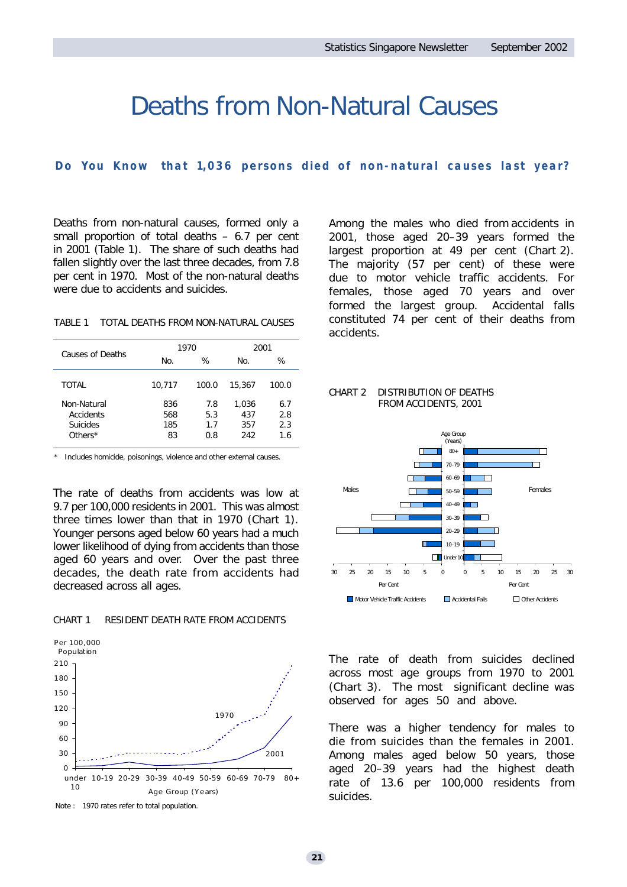# Deaths from Non-Natural Causes

**Do You Know that 1,036 persons died of non-natural causes last year?**

Deaths from non-natural causes, formed only a small proportion of total deaths – 6.7 per cent in 2001 (Table 1). The share of such deaths had fallen slightly over the last three decades, from 7.8 per cent in 1970. Most of the non-natural deaths were due to accidents and suicides.

TABLE 1 TOTAL DEATHS FROM NON-NATURAL CAUSES

| Causes of Deaths | 1970 | | 2001 | |
|---|---|---|---|---|
| | No. | % | No. | % |
| TOTAL | 10,717 | 100.0 | 15,367 | 100.0 |
| Non-Natural | 836 | 7.8 | 1,036 | 6.7 |
| Accidents | 568 | 5.3 | 437 | 2.8 |
| Suicides | 185 | 1.7 | 357 | 2.3 |
| Others* | 83 | 0.8 | 242 | 1.6 |

\* Includes homicide, poisonings, violence and other external causes.

The rate of deaths from accidents was low at 9.7 per 100,000 residents in 2001. This was almost three times lower than that in 1970 (Chart 1). Younger persons aged below 60 years had a much lower likelihood of dying from accidents than those aged 60 years and over. Over the past three decades, the death rate from accidents had decreased across all ages.

CHART 1 RESIDENT DEATH RATE FROM ACCIDENTS

Note : 1970 rates refer to total population.

Among the males who died from accidents in 2001, those aged 20–39 years formed the largest proportion at 49 per cent (Chart 2). The majority (57 per cent) of these were due to motor vehicle traffic accidents. For females, those aged 70 years and over formed the largest group. Accidental falls constituted 74 per cent of their deaths from accidents.

CHART 2 DISTRIBUTION OF DEATHS FROM ACCIDENTS, 2001

The rate of death from suicides declined across most age groups from 1970 to 2001 (Chart 3). The most significant decline was observed for ages 50 and above.

There was a higher tendency for males to die from suicides than the females in 2001. Among males aged below 50 years, those aged 20–39 years had the highest death rate of 13.6 per 100,000 residents from suicides.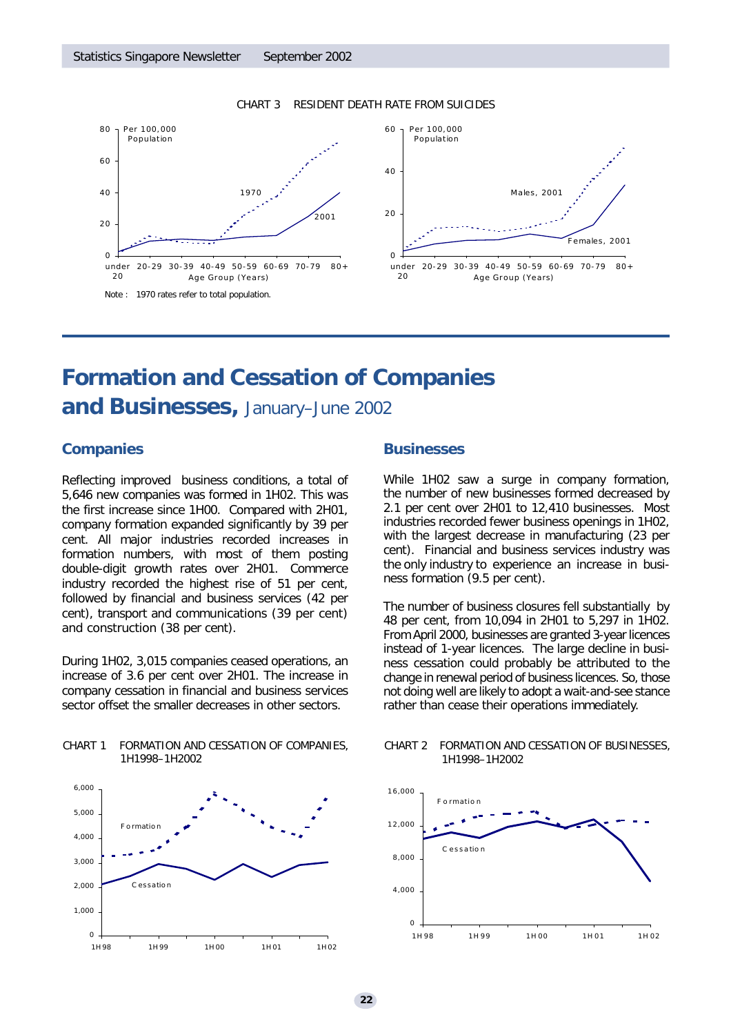CHART 3 RESIDENT DEATH RATE FROM SUICIDES

Note : 1970 rates refer to total population.

# Formation and Cessation of Companies and Businesses, January–June 2002

## Companies

Reflecting improved business conditions, a total of 5,646 new companies was formed in 1H02. This was the first increase since 1H00. Compared with 2H01, company formation expanded significantly by 39 per cent. All major industries recorded increases in formation numbers, with most of them posting double-digit growth rates over 2H01. Commerce industry recorded the highest rise of 51 per cent, followed by financial and business services (42 per cent), transport and communications (39 per cent) and construction (38 per cent).

During 1H02, 3,015 companies ceased operations, an increase of 3.6 per cent over 2H01. The increase in company cessation in financial and business services sector offset the smaller decreases in other sectors.

CHART 1 FORMATION AND CESSATION OF COMPANIES, 1H1998–1H2002

## Businesses

While 1H02 saw a surge in company formation, the number of new businesses formed decreased by 2.1 per cent over 2H01 to 12,410 businesses. Most industries recorded fewer business openings in 1H02, with the largest decrease in manufacturing (23 per cent). Financial and business services industry was the only industry to experience an increase in business formation (9.5 per cent).

The number of business closures fell substantially by 48 per cent, from 10,094 in 2H01 to 5,297 in 1H02. From April 2000, businesses are granted 3-year licences instead of 1-year licences. The large decline in business cessation could probably be attributed to the change in renewal period of business licences. So, those not doing well are likely to adopt a wait-and-see stance rather than cease their operations immediately.

CHART 2 FORMATION AND CESSATION OF BUSINESSES, 1H1998–1H2002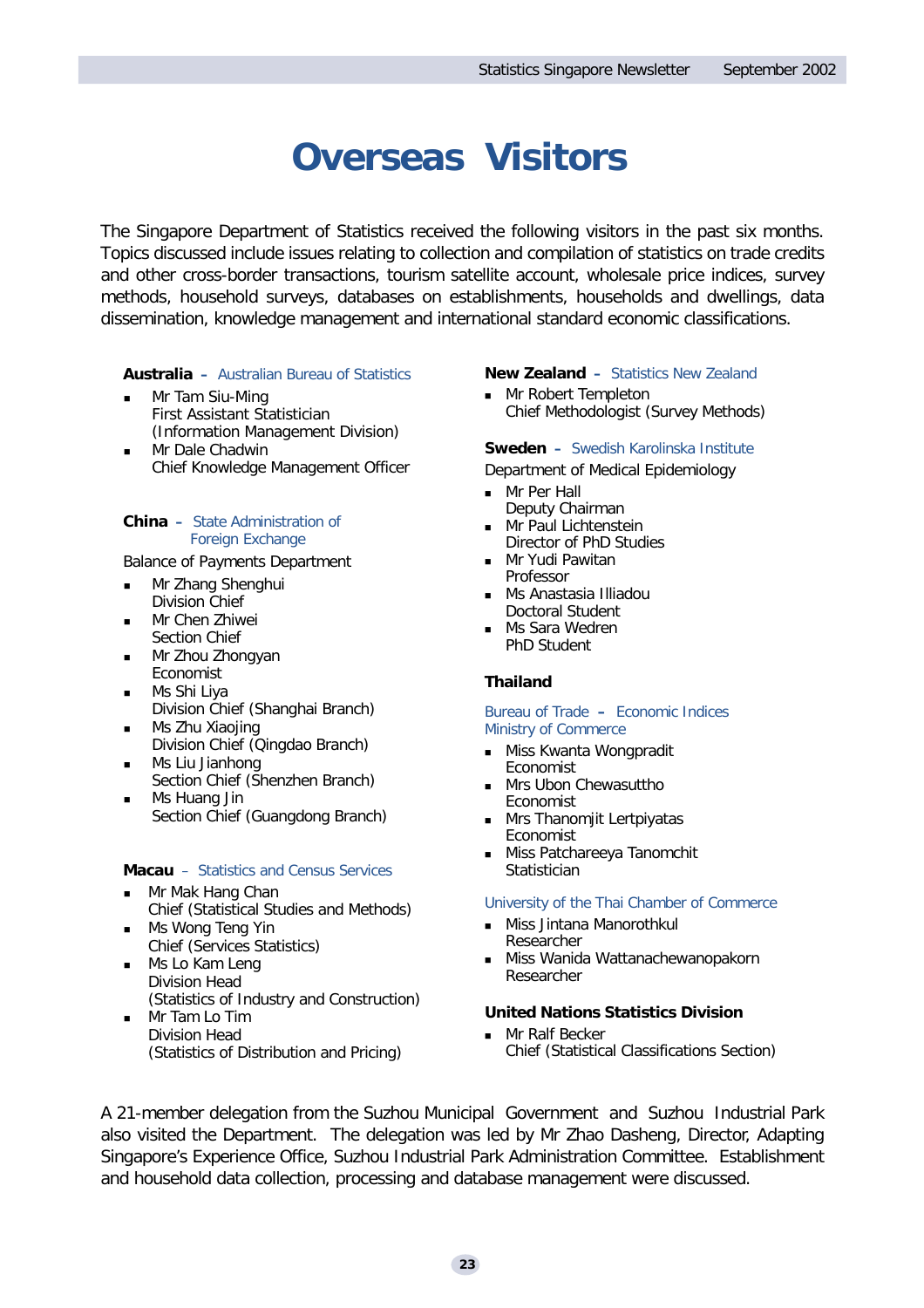# Overseas Visitors

The Singapore Department of Statistics received the following visitors in the past six months. Topics discussed include issues relating to collection and compilation of statistics on trade credits and other cross-border transactions, tourism satellite account, wholesale price indices, survey methods, household surveys, databases on establishments, households and dwellings, data dissemination, knowledge management and international standard economic classifications.

**Australia** – Australian Bureau of Statistics

- Mr Tam Siu-Ming
  First Assistant Statistician
  (Information Management Division)
- Mr Dale Chadwin
  Chief Knowledge Management Officer

**China** – State Administration of Foreign Exchange

Balance of Payments Department

- Mr Zhang Shenghui
  Division Chief
- Mr Chen Zhiwei
  Section Chief
- Mr Zhou Zhongyan
  Economist
- Ms Shi Liya
  Division Chief (Shanghai Branch)
- Ms Zhu Xiaojing
  Division Chief (Qingdao Branch)
- Ms Liu Jianhong
  Section Chief (Shenzhen Branch)
- Ms Huang Jin
  Section Chief (Guangdong Branch)

**Macau** – Statistics and Census Services

- Mr Mak Hang Chan
  Chief (Statistical Studies and Methods)
- Ms Wong Teng Yin
  Chief (Services Statistics)
- Ms Lo Kam Leng
  Division Head
  (Statistics of Industry and Construction)
- Mr Tam Lo Tim
  Division Head
  (Statistics of Distribution and Pricing)

**New Zealand** – Statistics New Zealand

- Mr Robert Templeton
  Chief Methodologist (Survey Methods)

**Sweden** – Swedish Karolinska Institute

Department of Medical Epidemiology

- Mr Per Hall
  Deputy Chairman
- Mr Paul Lichtenstein
  Director of PhD Studies
- Mr Yudi Pawitan
  Professor
- Ms Anastasia Illiadou
  Doctoral Student
- Ms Sara Wedren
  PhD Student

**Thailand**

Bureau of Trade – Economic Indices
Ministry of Commerce

- Miss Kwanta Wongpradit
  Economist
- Mrs Ubon Chewasuttho
  Economist
- Mrs Thanomjit Lertpiyatas
  Economist
- Miss Patchareeya Tanomchit
  Statistician

University of the Thai Chamber of Commerce

- Miss Jintana Manorothkul
  Researcher
- Miss Wanida Wattanachewanopakorn
  Researcher

**United Nations Statistics Division**

- Mr Ralf Becker
  Chief (Statistical Classifications Section)

A 21-member delegation from the Suzhou Municipal Government and Suzhou Industrial Park also visited the Department. The delegation was led by Mr Zhao Dasheng, Director, Adapting Singapore's Experience Office, Suzhou Industrial Park Administration Committee. Establishment and household data collection, processing and database management were discussed.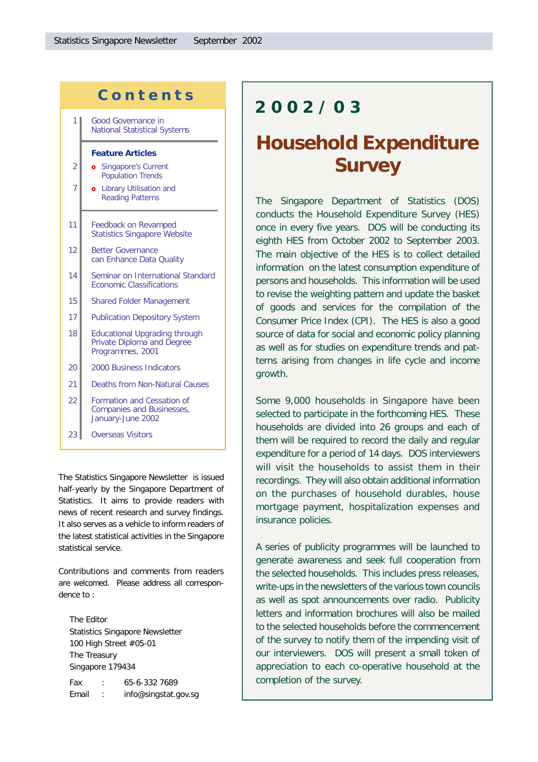# Contents

| | |
|---|---|
| 1 | Good Governance in National Statistical Systems |
| | **Feature Articles** |
| 2 | • Singapore's Current Population Trends |
| 7 | • Library Utilisation and Reading Patterns |
| 11 | Feedback on Revamped Statistics Singapore Website |
| 12 | Better Governance can Enhance Data Quality |
| 14 | Seminar on International Standard Economic Classifications |
| 15 | Shared Folder Management |
| 17 | Publication Depository System |
| 18 | Educational Upgrading through Private Diploma and Degree Programmes, 2001 |
| 20 | 2000 Business Indicators |
| 21 | Deaths from Non-Natural Causes |
| 22 | Formation and Cessation of Companies and Businesses, January-June 2002 |
| 23 | Overseas Visitors |

The Statistics Singapore Newsletter is issued half-yearly by the Singapore Department of Statistics. It aims to provide readers with news of recent research and survey findings. It also serves as a vehicle to inform readers of the latest statistical activities in the Singapore statistical service.

Contributions and comments from readers are welcomed. Please address all correspondence to :

The Editor
Statistics Singapore Newsletter
100 High Street #05-01
The Treasury
Singapore 179434

Fax : 65-6-332 7689
Email : info@singstat.gov.sg

# 2002/03

# Household Expenditure Survey

The Singapore Department of Statistics (DOS) conducts the Household Expenditure Survey (HES) once in every five years. DOS will be conducting its eighth HES from October 2002 to September 2003. The main objective of the HES is to collect detailed information on the latest consumption expenditure of persons and households. This information will be used to revise the weighting pattern and update the basket of goods and services for the compilation of the Consumer Price Index (CPI). The HES is also a good source of data for social and economic policy planning as well as for studies on expenditure trends and patterns arising from changes in life cycle and income growth.

Some 9,000 households in Singapore have been selected to participate in the forthcoming HES. These households are divided into 26 groups and each of them will be required to record the daily and regular expenditure for a period of 14 days. DOS interviewers will visit the households to assist them in their recordings. They will also obtain additional information on the purchases of household durables, house mortgage payment, hospitalization expenses and insurance policies.

A series of publicity programmes will be launched to generate awareness and seek full cooperation from the selected households. This includes press releases, write-ups in the newsletters of the various town councils as well as spot announcements over radio. Publicity letters and information brochures will also be mailed to the selected households before the commencement of the survey to notify them of the impending visit of our interviewers. DOS will present a small token of appreciation to each co-operative household at the completion of the survey.